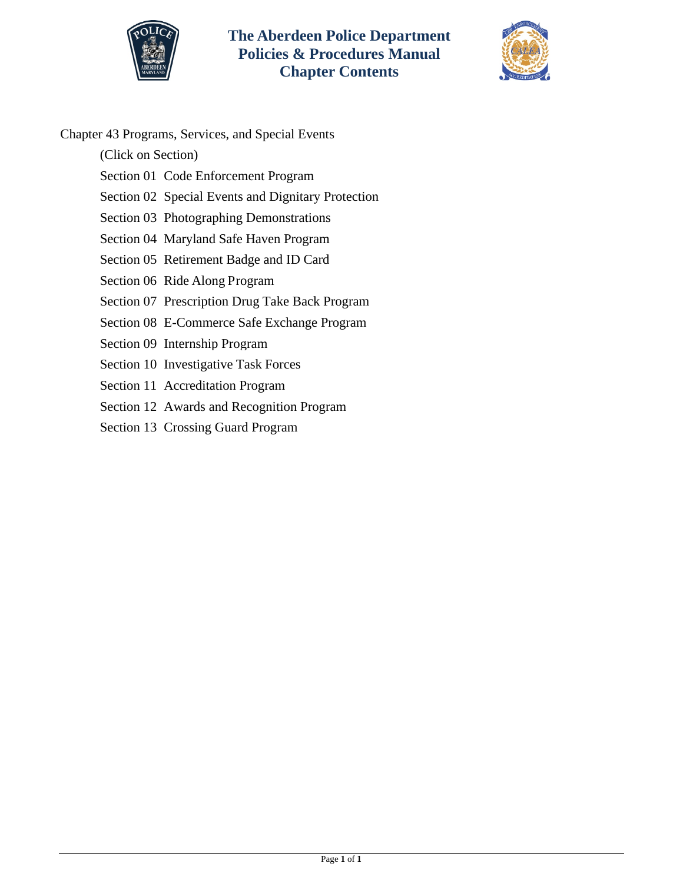# The Aberdeen Police Department
## Policies & Procedures Manual
## Chapter Contents

Chapter 43 Programs, Services, and Special Events

(Click on Section)

- Section 01 Code Enforcement Program
- Section 02 Special Events and Dignitary Protection
- Section 03 Photographing Demonstrations
- Section 04 Maryland Safe Haven Program
- Section 05 Retirement Badge and ID Card
- Section 06 Ride Along Program
- Section 07 Prescription Drug Take Back Program
- Section 08 E-Commerce Safe Exchange Program
- Section 09 Internship Program
- Section 10 Investigative Task Forces
- Section 11 Accreditation Program
- Section 12 Awards and Recognition Program
- Section 13 Crossing Guard Program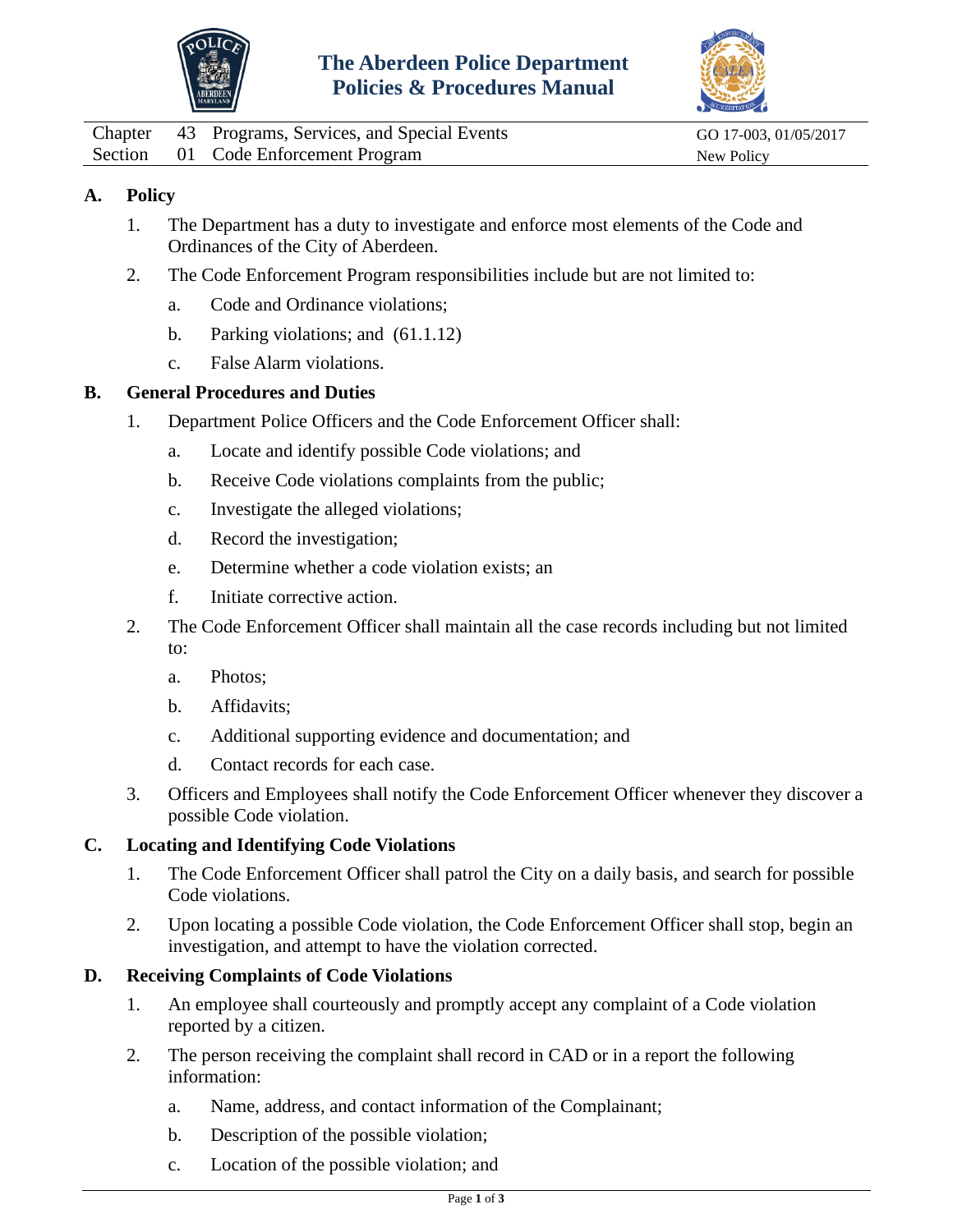# The Aberdeen Police Department Policies & Procedures Manual

| | | | |
|---|---|---|---|
| Chapter | 43 | Programs, Services, and Special Events | GO 17-003, 01/05/2017 |
| Section | 01 | Code Enforcement Program | New Policy |

## A. Policy

1. The Department has a duty to investigate and enforce most elements of the Code and Ordinances of the City of Aberdeen.
2. The Code Enforcement Program responsibilities include but are not limited to:
   a. Code and Ordinance violations;
   b. Parking violations; and (61.1.12)
   c. False Alarm violations.

## B. General Procedures and Duties

1. Department Police Officers and the Code Enforcement Officer shall:
   a. Locate and identify possible Code violations; and
   b. Receive Code violations complaints from the public;
   c. Investigate the alleged violations;
   d. Record the investigation;
   e. Determine whether a code violation exists; an
   f. Initiate corrective action.
2. The Code Enforcement Officer shall maintain all the case records including but not limited to:
   a. Photos;
   b. Affidavits;
   c. Additional supporting evidence and documentation; and
   d. Contact records for each case.
3. Officers and Employees shall notify the Code Enforcement Officer whenever they discover a possible Code violation.

## C. Locating and Identifying Code Violations

1. The Code Enforcement Officer shall patrol the City on a daily basis, and search for possible Code violations.
2. Upon locating a possible Code violation, the Code Enforcement Officer shall stop, begin an investigation, and attempt to have the violation corrected.

## D. Receiving Complaints of Code Violations

1. An employee shall courteously and promptly accept any complaint of a Code violation reported by a citizen.
2. The person receiving the complaint shall record in CAD or in a report the following information:
   a. Name, address, and contact information of the Complainant;
   b. Description of the possible violation;
   c. Location of the possible violation; and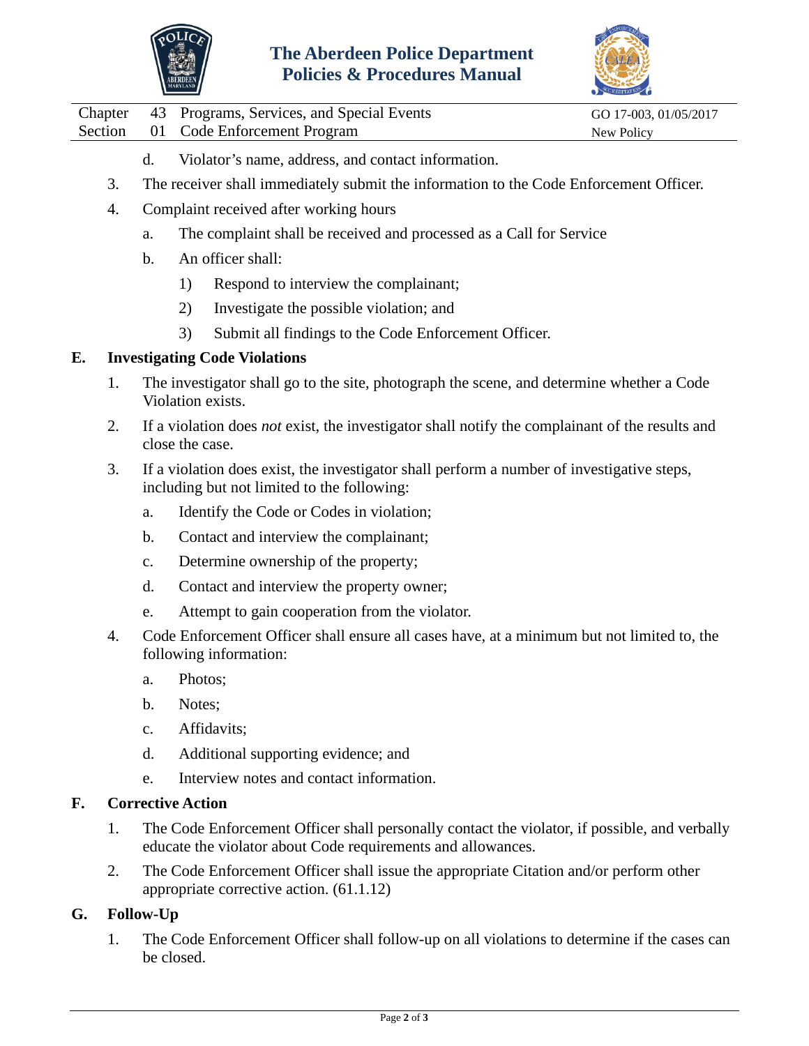d. Violator's name, address, and contact information.

3. The receiver shall immediately submit the information to the Code Enforcement Officer.
4. Complaint received after working hours
   a. The complaint shall be received and processed as a Call for Service
   b. An officer shall:
      1) Respond to interview the complainant;
      2) Investigate the possible violation; and
      3) Submit all findings to the Code Enforcement Officer.

## E. Investigating Code Violations

1. The investigator shall go to the site, photograph the scene, and determine whether a Code Violation exists.
2. If a violation does *not* exist, the investigator shall notify the complainant of the results and close the case.
3. If a violation does exist, the investigator shall perform a number of investigative steps, including but not limited to the following:
   a. Identify the Code or Codes in violation;
   b. Contact and interview the complainant;
   c. Determine ownership of the property;
   d. Contact and interview the property owner;
   e. Attempt to gain cooperation from the violator.
4. Code Enforcement Officer shall ensure all cases have, at a minimum but not limited to, the following information:
   a. Photos;
   b. Notes;
   c. Affidavits;
   d. Additional supporting evidence; and
   e. Interview notes and contact information.

## F. Corrective Action

1. The Code Enforcement Officer shall personally contact the violator, if possible, and verbally educate the violator about Code requirements and allowances.
2. The Code Enforcement Officer shall issue the appropriate Citation and/or perform other appropriate corrective action. (61.1.12)

## G. Follow-Up

1. The Code Enforcement Officer shall follow-up on all violations to determine if the cases can be closed.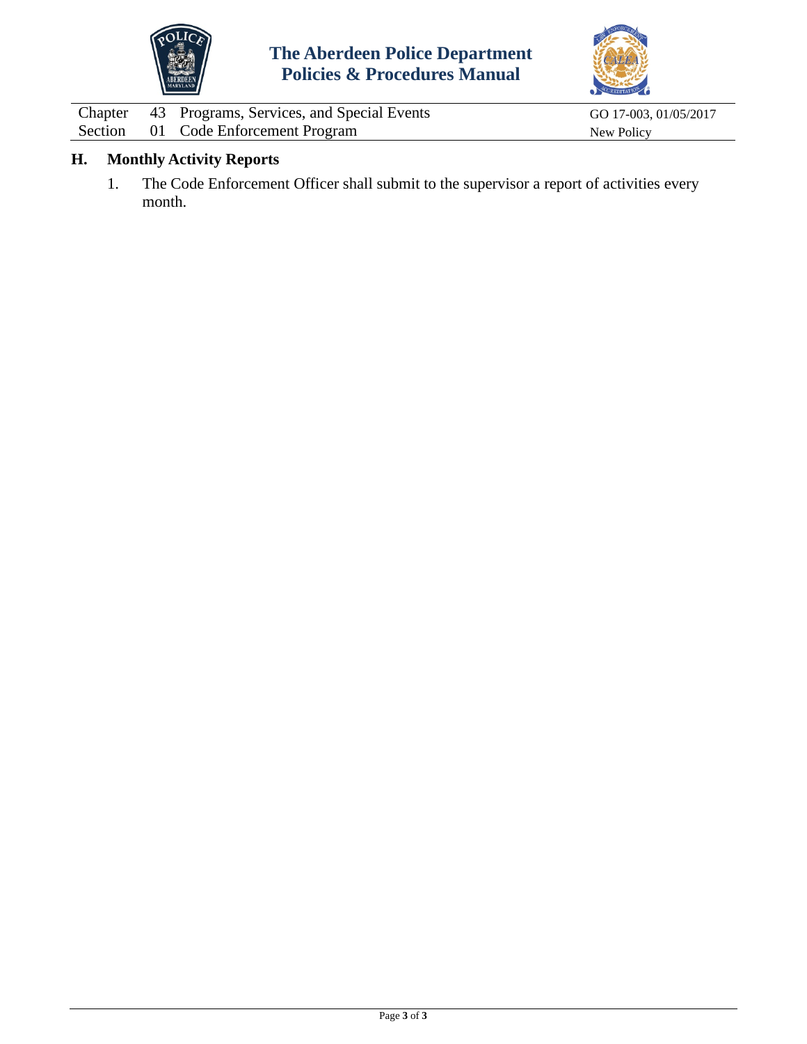## H. Monthly Activity Reports

1. The Code Enforcement Officer shall submit to the supervisor a report of activities every month.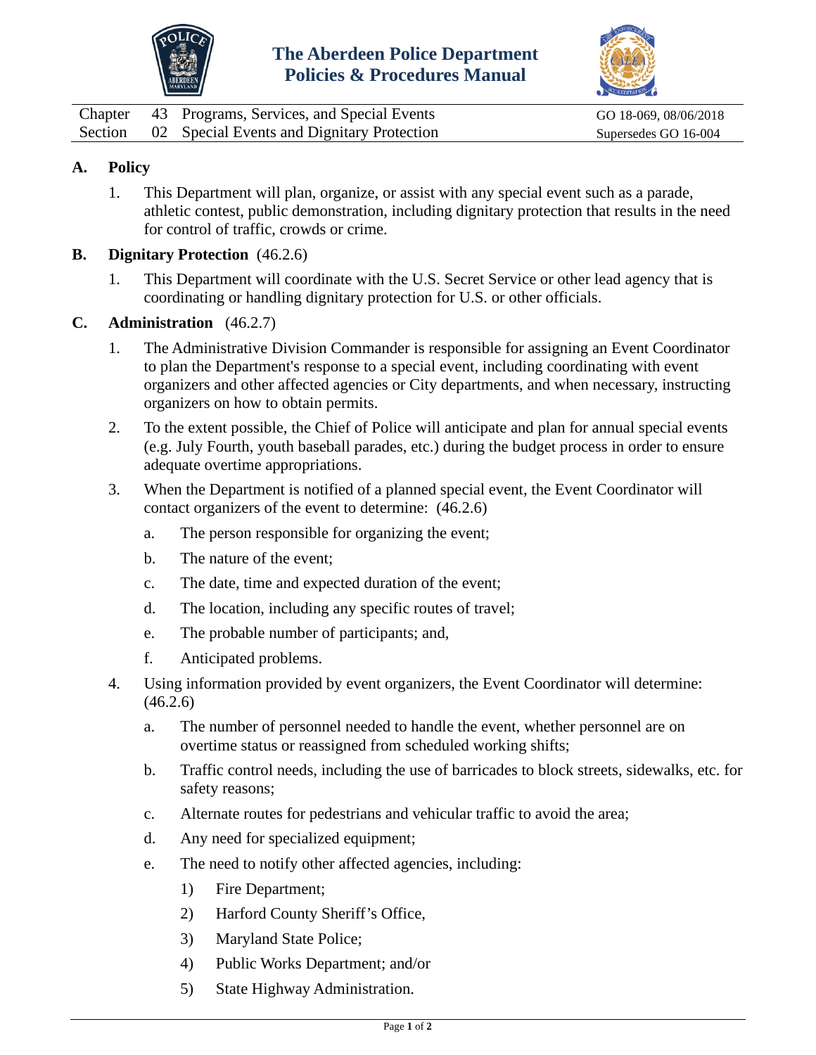# The Aberdeen Police Department
## Policies & Procedures Manual

| | | | |
|---|---|---|---|
| Chapter | 43 | Programs, Services, and Special Events | GO 18-069, 08/06/2018 |
| Section | 02 | Special Events and Dignitary Protection | Supersedes GO 16-004 |

## A. Policy

1. This Department will plan, organize, or assist with any special event such as a parade, athletic contest, public demonstration, including dignitary protection that results in the need for control of traffic, crowds or crime.

## B. Dignitary Protection (46.2.6)

1. This Department will coordinate with the U.S. Secret Service or other lead agency that is coordinating or handling dignitary protection for U.S. or other officials.

## C. Administration (46.2.7)

1. The Administrative Division Commander is responsible for assigning an Event Coordinator to plan the Department's response to a special event, including coordinating with event organizers and other affected agencies or City departments, and when necessary, instructing organizers on how to obtain permits.

2. To the extent possible, the Chief of Police will anticipate and plan for annual special events (e.g. July Fourth, youth baseball parades, etc.) during the budget process in order to ensure adequate overtime appropriations.

3. When the Department is notified of a planned special event, the Event Coordinator will contact organizers of the event to determine: (46.2.6)
   a. The person responsible for organizing the event;
   b. The nature of the event;
   c. The date, time and expected duration of the event;
   d. The location, including any specific routes of travel;
   e. The probable number of participants; and,
   f. Anticipated problems.

4. Using information provided by event organizers, the Event Coordinator will determine: (46.2.6)
   a. The number of personnel needed to handle the event, whether personnel are on overtime status or reassigned from scheduled working shifts;
   b. Traffic control needs, including the use of barricades to block streets, sidewalks, etc. for safety reasons;
   c. Alternate routes for pedestrians and vehicular traffic to avoid the area;
   d. Any need for specialized equipment;
   e. The need to notify other affected agencies, including:
      1) Fire Department;
      2) Harford County Sheriff's Office,
      3) Maryland State Police;
      4) Public Works Department; and/or
      5) State Highway Administration.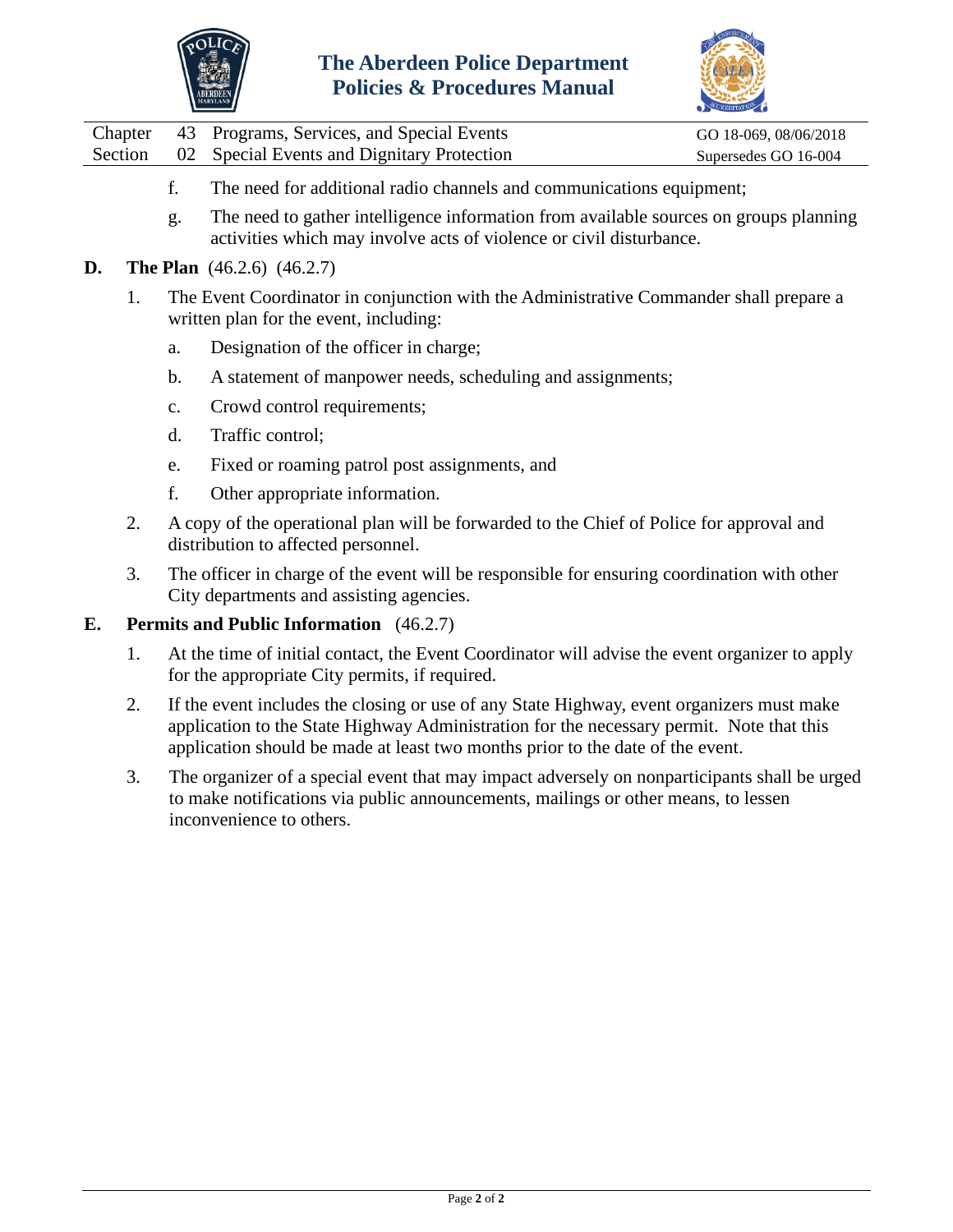f. The need for additional radio channels and communications equipment;

g. The need to gather intelligence information from available sources on groups planning activities which may involve acts of violence or civil disturbance.

**D. The Plan** (46.2.6) (46.2.7)

1. The Event Coordinator in conjunction with the Administrative Commander shall prepare a written plan for the event, including:

   a. Designation of the officer in charge;

   b. A statement of manpower needs, scheduling and assignments;

   c. Crowd control requirements;

   d. Traffic control;

   e. Fixed or roaming patrol post assignments, and

   f. Other appropriate information.

2. A copy of the operational plan will be forwarded to the Chief of Police for approval and distribution to affected personnel.

3. The officer in charge of the event will be responsible for ensuring coordination with other City departments and assisting agencies.

**E. Permits and Public Information** (46.2.7)

1. At the time of initial contact, the Event Coordinator will advise the event organizer to apply for the appropriate City permits, if required.

2. If the event includes the closing or use of any State Highway, event organizers must make application to the State Highway Administration for the necessary permit. Note that this application should be made at least two months prior to the date of the event.

3. The organizer of a special event that may impact adversely on nonparticipants shall be urged to make notifications via public announcements, mailings or other means, to lessen inconvenience to others.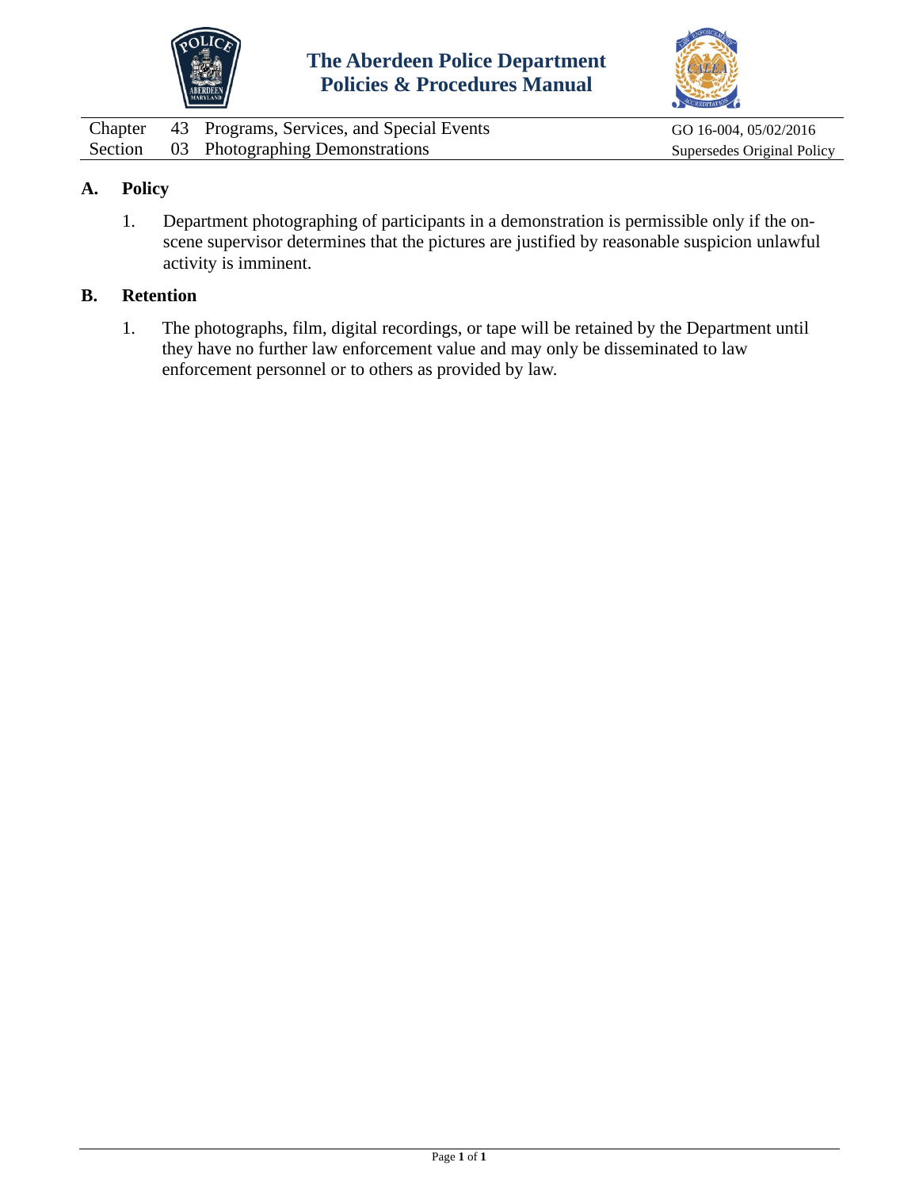# The Aberdeen Police Department
## Policies & Procedures Manual

| | | | |
|---|---|---|---|
| Chapter | 43 | Programs, Services, and Special Events | GO 16-004, 05/02/2016 |
| Section | 03 | Photographing Demonstrations | Supersedes Original Policy |

## A. Policy

1. Department photographing of participants in a demonstration is permissible only if the on-scene supervisor determines that the pictures are justified by reasonable suspicion unlawful activity is imminent.

## B. Retention

1. The photographs, film, digital recordings, or tape will be retained by the Department until they have no further law enforcement value and may only be disseminated to law enforcement personnel or to others as provided by law.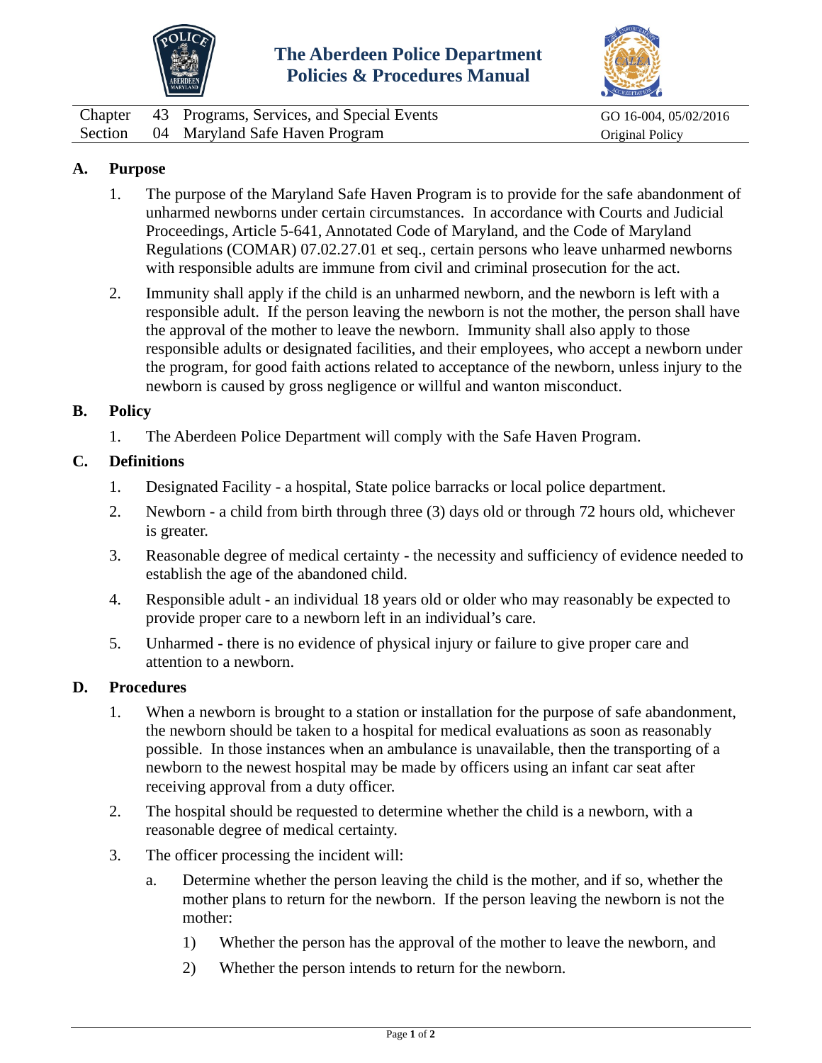# The Aberdeen Police Department Policies & Procedures Manual

| | | | |
|---|---|---|---|
| Chapter | 43 | Programs, Services, and Special Events | GO 16-004, 05/02/2016 |
| Section | 04 | Maryland Safe Haven Program | Original Policy |

## A. Purpose

1. The purpose of the Maryland Safe Haven Program is to provide for the safe abandonment of unharmed newborns under certain circumstances. In accordance with Courts and Judicial Proceedings, Article 5-641, Annotated Code of Maryland, and the Code of Maryland Regulations (COMAR) 07.02.27.01 et seq., certain persons who leave unharmed newborns with responsible adults are immune from civil and criminal prosecution for the act.

2. Immunity shall apply if the child is an unharmed newborn, and the newborn is left with a responsible adult. If the person leaving the newborn is not the mother, the person shall have the approval of the mother to leave the newborn. Immunity shall also apply to those responsible adults or designated facilities, and their employees, who accept a newborn under the program, for good faith actions related to acceptance of the newborn, unless injury to the newborn is caused by gross negligence or willful and wanton misconduct.

## B. Policy

1. The Aberdeen Police Department will comply with the Safe Haven Program.

## C. Definitions

1. Designated Facility - a hospital, State police barracks or local police department.
2. Newborn - a child from birth through three (3) days old or through 72 hours old, whichever is greater.
3. Reasonable degree of medical certainty - the necessity and sufficiency of evidence needed to establish the age of the abandoned child.
4. Responsible adult - an individual 18 years old or older who may reasonably be expected to provide proper care to a newborn left in an individual's care.
5. Unharmed - there is no evidence of physical injury or failure to give proper care and attention to a newborn.

## D. Procedures

1. When a newborn is brought to a station or installation for the purpose of safe abandonment, the newborn should be taken to a hospital for medical evaluations as soon as reasonably possible. In those instances when an ambulance is unavailable, then the transporting of a newborn to the newest hospital may be made by officers using an infant car seat after receiving approval from a duty officer.

2. The hospital should be requested to determine whether the child is a newborn, with a reasonable degree of medical certainty.

3. The officer processing the incident will:
   a. Determine whether the person leaving the child is the mother, and if so, whether the mother plans to return for the newborn. If the person leaving the newborn is not the mother:
      1) Whether the person has the approval of the mother to leave the newborn, and
      2) Whether the person intends to return for the newborn.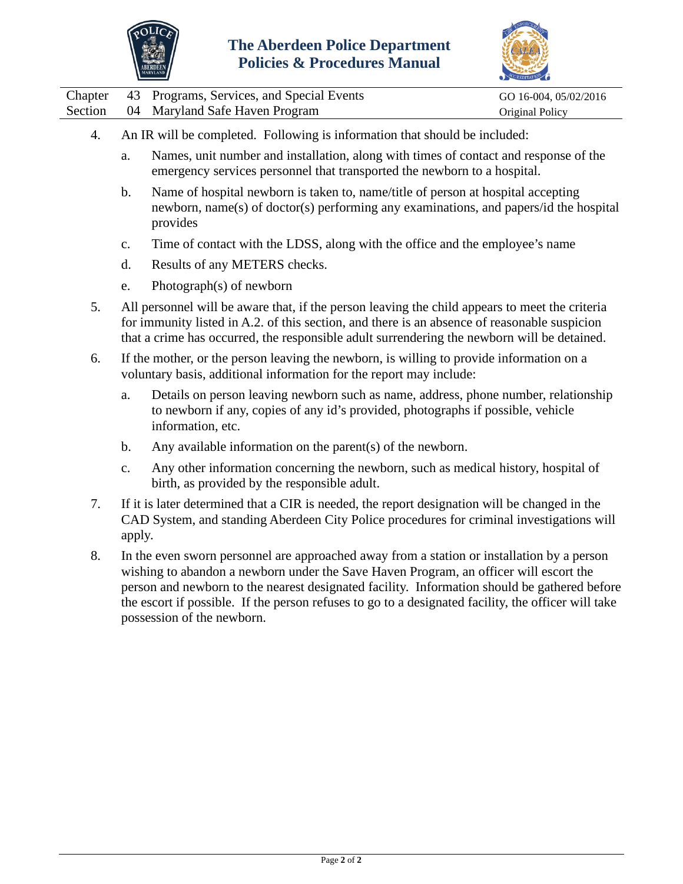4. An IR will be completed. Following is information that should be included:

   a. Names, unit number and installation, along with times of contact and response of the emergency services personnel that transported the newborn to a hospital.

   b. Name of hospital newborn is taken to, name/title of person at hospital accepting newborn, name(s) of doctor(s) performing any examinations, and papers/id the hospital provides

   c. Time of contact with the LDSS, along with the office and the employee's name

   d. Results of any METERS checks.

   e. Photograph(s) of newborn

5. All personnel will be aware that, if the person leaving the child appears to meet the criteria for immunity listed in A.2. of this section, and there is an absence of reasonable suspicion that a crime has occurred, the responsible adult surrendering the newborn will be detained.

6. If the mother, or the person leaving the newborn, is willing to provide information on a voluntary basis, additional information for the report may include:

   a. Details on person leaving newborn such as name, address, phone number, relationship to newborn if any, copies of any id's provided, photographs if possible, vehicle information, etc.

   b. Any available information on the parent(s) of the newborn.

   c. Any other information concerning the newborn, such as medical history, hospital of birth, as provided by the responsible adult.

7. If it is later determined that a CIR is needed, the report designation will be changed in the CAD System, and standing Aberdeen City Police procedures for criminal investigations will apply.

8. In the even sworn personnel are approached away from a station or installation by a person wishing to abandon a newborn under the Save Haven Program, an officer will escort the person and newborn to the nearest designated facility. Information should be gathered before the escort if possible. If the person refuses to go to a designated facility, the officer will take possession of the newborn.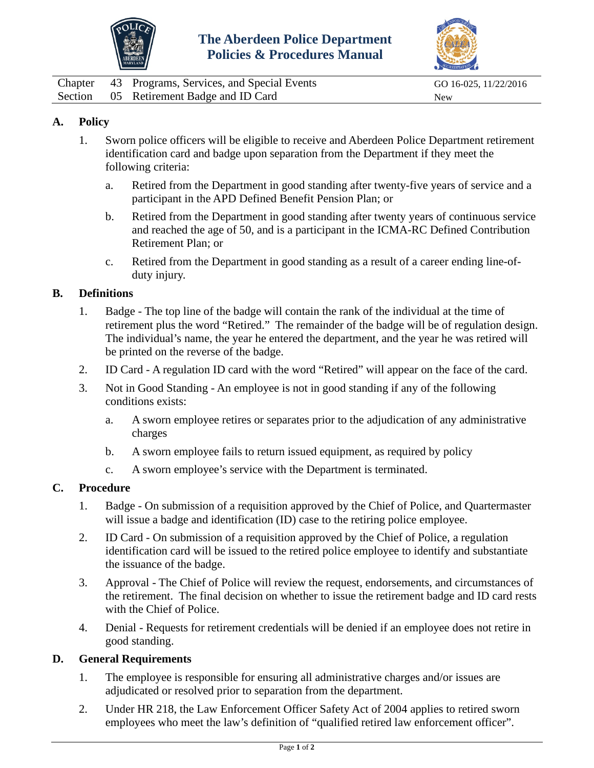# The Aberdeen Police Department Policies & Procedures Manual

| | | | |
|---|---|---|---|
| Chapter | 43 | Programs, Services, and Special Events | GO 16-025, 11/22/2016 |
| Section | 05 | Retirement Badge and ID Card | New |

## A. Policy

1. Sworn police officers will be eligible to receive and Aberdeen Police Department retirement identification card and badge upon separation from the Department if they meet the following criteria:

   a. Retired from the Department in good standing after twenty-five years of service and a participant in the APD Defined Benefit Pension Plan; or

   b. Retired from the Department in good standing after twenty years of continuous service and reached the age of 50, and is a participant in the ICMA-RC Defined Contribution Retirement Plan; or

   c. Retired from the Department in good standing as a result of a career ending line-of-duty injury.

## B. Definitions

1. Badge - The top line of the badge will contain the rank of the individual at the time of retirement plus the word "Retired." The remainder of the badge will be of regulation design. The individual's name, the year he entered the department, and the year he was retired will be printed on the reverse of the badge.

2. ID Card - A regulation ID card with the word "Retired" will appear on the face of the card.

3. Not in Good Standing - An employee is not in good standing if any of the following conditions exists:

   a. A sworn employee retires or separates prior to the adjudication of any administrative charges

   b. A sworn employee fails to return issued equipment, as required by policy

   c. A sworn employee's service with the Department is terminated.

## C. Procedure

1. Badge - On submission of a requisition approved by the Chief of Police, and Quartermaster will issue a badge and identification (ID) case to the retiring police employee.

2. ID Card - On submission of a requisition approved by the Chief of Police, a regulation identification card will be issued to the retired police employee to identify and substantiate the issuance of the badge.

3. Approval - The Chief of Police will review the request, endorsements, and circumstances of the retirement. The final decision on whether to issue the retirement badge and ID card rests with the Chief of Police.

4. Denial - Requests for retirement credentials will be denied if an employee does not retire in good standing.

## D. General Requirements

1. The employee is responsible for ensuring all administrative charges and/or issues are adjudicated or resolved prior to separation from the department.

2. Under HR 218, the Law Enforcement Officer Safety Act of 2004 applies to retired sworn employees who meet the law's definition of "qualified retired law enforcement officer".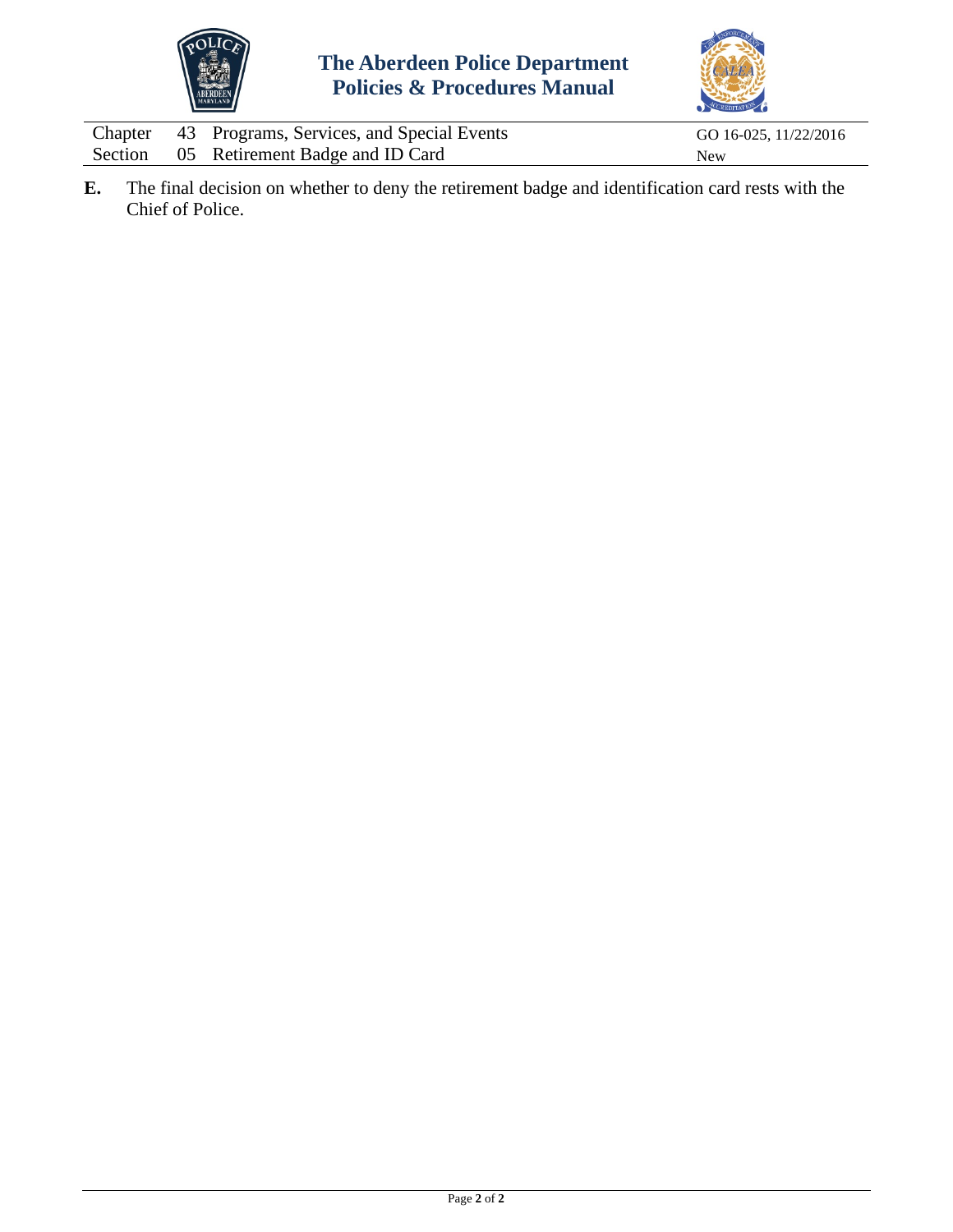**E.** The final decision on whether to deny the retirement badge and identification card rests with the Chief of Police.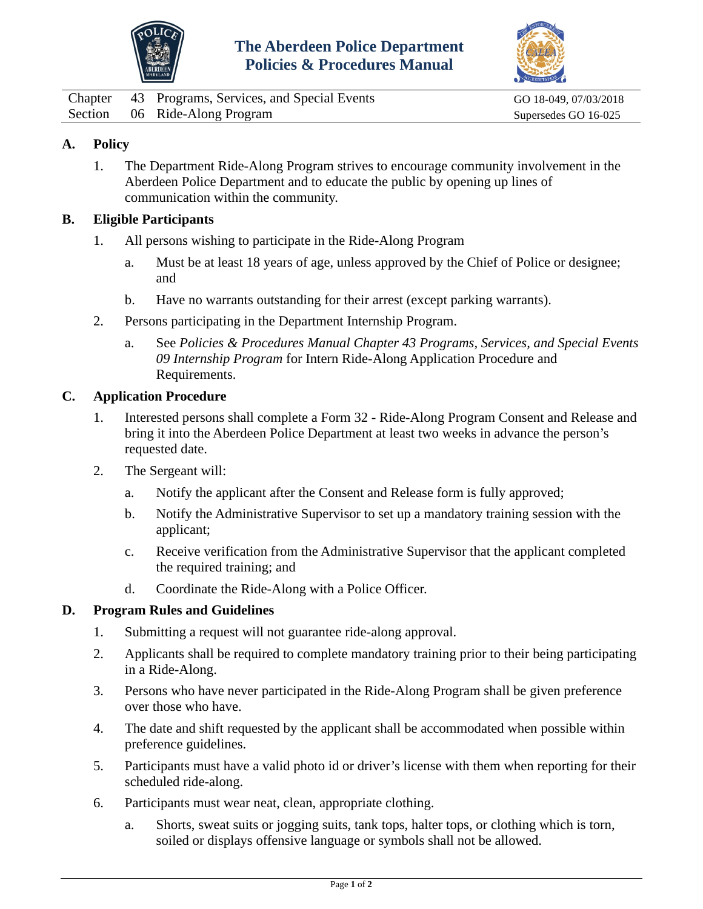**The Aberdeen Police Department**
**Policies & Procedures Manual**

| Chapter | 43 | Programs, Services, and Special Events | GO 18-049, 07/03/2018 |
|---|---|---|---|
| Section | 06 | Ride-Along Program | Supersedes GO 16-025 |

## A. Policy

1. The Department Ride-Along Program strives to encourage community involvement in the Aberdeen Police Department and to educate the public by opening up lines of communication within the community.

## B. Eligible Participants

1. All persons wishing to participate in the Ride-Along Program
   a. Must be at least 18 years of age, unless approved by the Chief of Police or designee; and
   b. Have no warrants outstanding for their arrest (except parking warrants).
2. Persons participating in the Department Internship Program.
   a. See *Policies & Procedures Manual Chapter 43 Programs, Services, and Special Events 09 Internship Program* for Intern Ride-Along Application Procedure and Requirements.

## C. Application Procedure

1. Interested persons shall complete a Form 32 - Ride-Along Program Consent and Release and bring it into the Aberdeen Police Department at least two weeks in advance the person's requested date.
2. The Sergeant will:
   a. Notify the applicant after the Consent and Release form is fully approved;
   b. Notify the Administrative Supervisor to set up a mandatory training session with the applicant;
   c. Receive verification from the Administrative Supervisor that the applicant completed the required training; and
   d. Coordinate the Ride-Along with a Police Officer.

## D. Program Rules and Guidelines

1. Submitting a request will not guarantee ride-along approval.
2. Applicants shall be required to complete mandatory training prior to their being participating in a Ride-Along.
3. Persons who have never participated in the Ride-Along Program shall be given preference over those who have.
4. The date and shift requested by the applicant shall be accommodated when possible within preference guidelines.
5. Participants must have a valid photo id or driver's license with them when reporting for their scheduled ride-along.
6. Participants must wear neat, clean, appropriate clothing.
   a. Shorts, sweat suits or jogging suits, tank tops, halter tops, or clothing which is torn, soiled or displays offensive language or symbols shall not be allowed.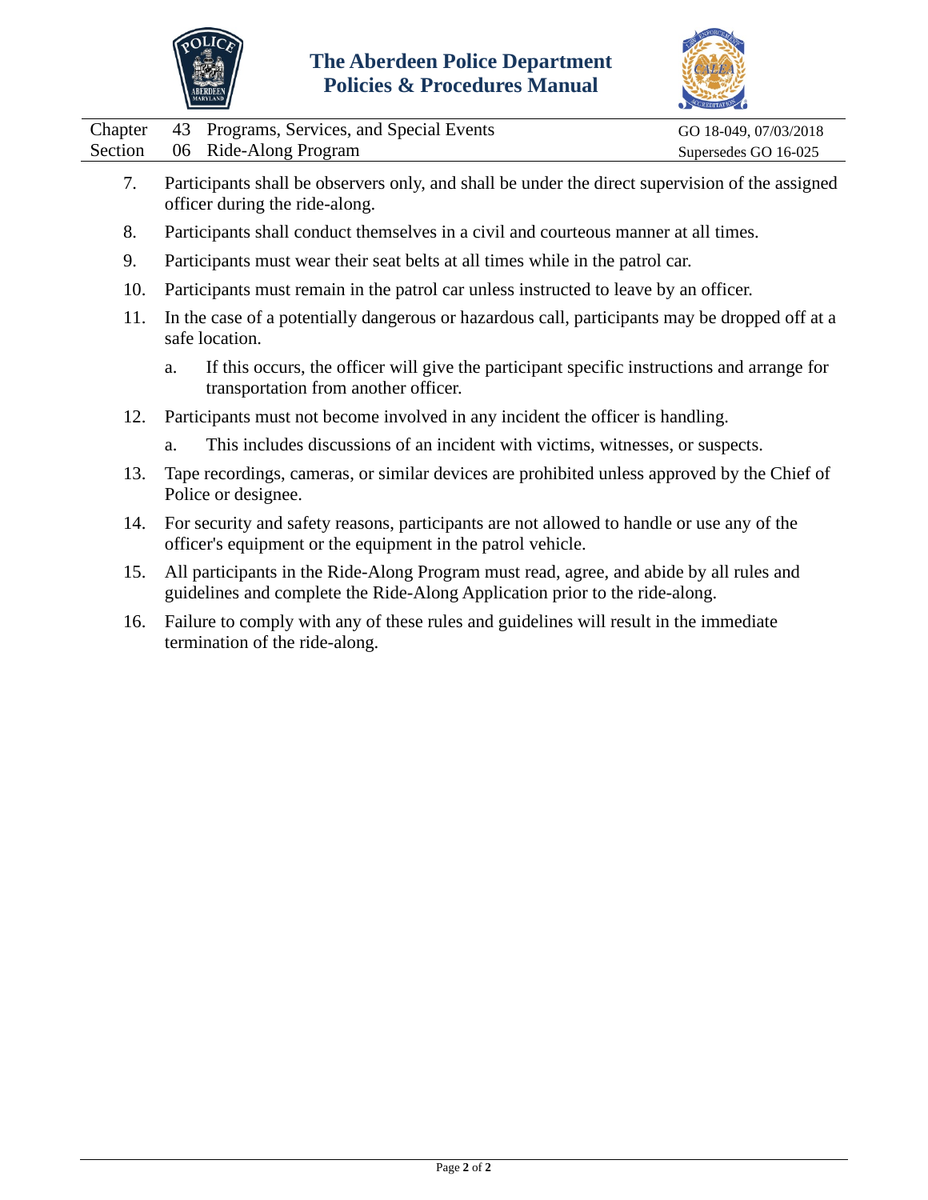7. Participants shall be observers only, and shall be under the direct supervision of the assigned officer during the ride-along.
8. Participants shall conduct themselves in a civil and courteous manner at all times.
9. Participants must wear their seat belts at all times while in the patrol car.
10. Participants must remain in the patrol car unless instructed to leave by an officer.
11. In the case of a potentially dangerous or hazardous call, participants may be dropped off at a safe location.
    a. If this occurs, the officer will give the participant specific instructions and arrange for transportation from another officer.
12. Participants must not become involved in any incident the officer is handling.
    a. This includes discussions of an incident with victims, witnesses, or suspects.
13. Tape recordings, cameras, or similar devices are prohibited unless approved by the Chief of Police or designee.
14. For security and safety reasons, participants are not allowed to handle or use any of the officer's equipment or the equipment in the patrol vehicle.
15. All participants in the Ride-Along Program must read, agree, and abide by all rules and guidelines and complete the Ride-Along Application prior to the ride-along.
16. Failure to comply with any of these rules and guidelines will result in the immediate termination of the ride-along.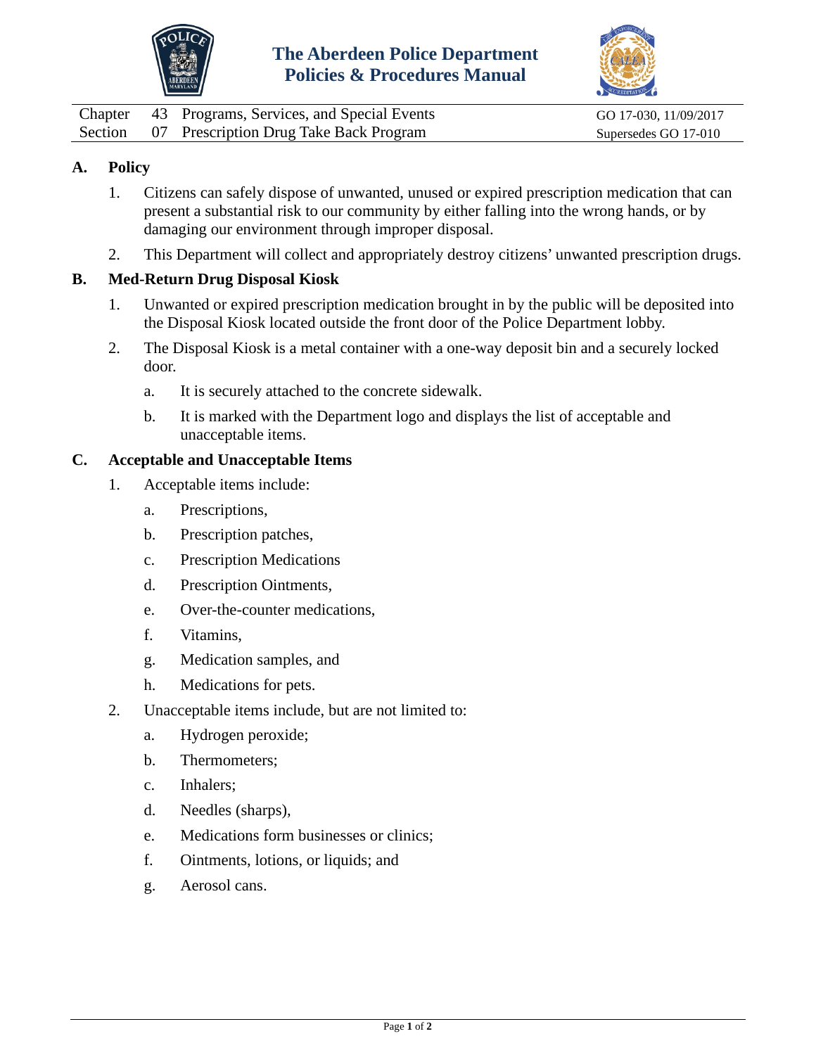# The Aberdeen Police Department Policies & Procedures Manual

| | | | |
|---|---|---|---|
| Chapter | 43 | Programs, Services, and Special Events | GO 17-030, 11/09/2017 |
| Section | 07 | Prescription Drug Take Back Program | Supersedes GO 17-010 |

## A. Policy

1. Citizens can safely dispose of unwanted, unused or expired prescription medication that can present a substantial risk to our community by either falling into the wrong hands, or by damaging our environment through improper disposal.

2. This Department will collect and appropriately destroy citizens' unwanted prescription drugs.

## B. Med-Return Drug Disposal Kiosk

1. Unwanted or expired prescription medication brought in by the public will be deposited into the Disposal Kiosk located outside the front door of the Police Department lobby.

2. The Disposal Kiosk is a metal container with a one-way deposit bin and a securely locked door.

   a. It is securely attached to the concrete sidewalk.

   b. It is marked with the Department logo and displays the list of acceptable and unacceptable items.

## C. Acceptable and Unacceptable Items

1. Acceptable items include:

   a. Prescriptions,

   b. Prescription patches,

   c. Prescription Medications

   d. Prescription Ointments,

   e. Over-the-counter medications,

   f. Vitamins,

   g. Medication samples, and

   h. Medications for pets.

2. Unacceptable items include, but are not limited to:

   a. Hydrogen peroxide;

   b. Thermometers;

   c. Inhalers;

   d. Needles (sharps),

   e. Medications form businesses or clinics;

   f. Ointments, lotions, or liquids; and

   g. Aerosol cans.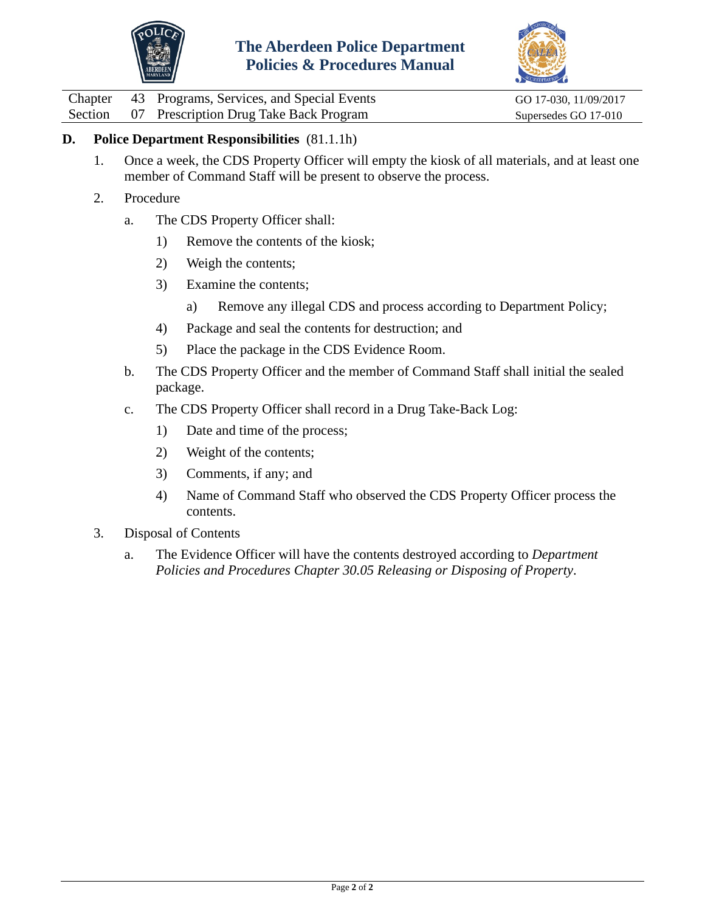**D. Police Department Responsibilities** (81.1.1h)

1. Once a week, the CDS Property Officer will empty the kiosk of all materials, and at least one member of Command Staff will be present to observe the process.

2. Procedure

   a. The CDS Property Officer shall:

      1) Remove the contents of the kiosk;

      2) Weigh the contents;

      3) Examine the contents;

         a) Remove any illegal CDS and process according to Department Policy;

      4) Package and seal the contents for destruction; and

      5) Place the package in the CDS Evidence Room.

   b. The CDS Property Officer and the member of Command Staff shall initial the sealed package.

   c. The CDS Property Officer shall record in a Drug Take-Back Log:

      1) Date and time of the process;

      2) Weight of the contents;

      3) Comments, if any; and

      4) Name of Command Staff who observed the CDS Property Officer process the contents.

3. Disposal of Contents

   a. The Evidence Officer will have the contents destroyed according to *Department Policies and Procedures Chapter 30.05 Releasing or Disposing of Property*.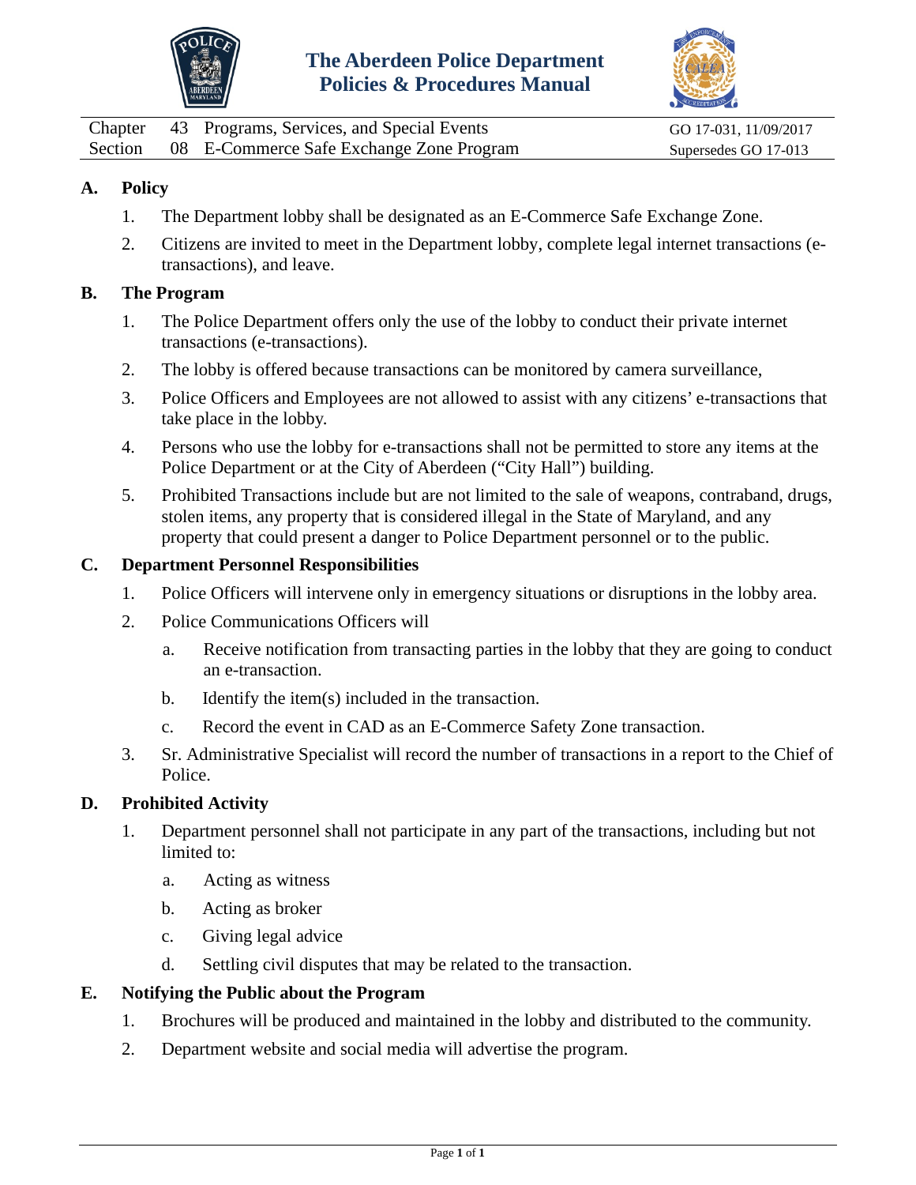# The Aberdeen Police Department
# Policies & Procedures Manual

| Chapter | 43 | Programs, Services, and Special Events | GO 17-031, 11/09/2017 |
|---|---|---|---|
| Section | 08 | E-Commerce Safe Exchange Zone Program | Supersedes GO 17-013 |

## A. Policy

1. The Department lobby shall be designated as an E-Commerce Safe Exchange Zone.
2. Citizens are invited to meet in the Department lobby, complete legal internet transactions (e-transactions), and leave.

## B. The Program

1. The Police Department offers only the use of the lobby to conduct their private internet transactions (e-transactions).
2. The lobby is offered because transactions can be monitored by camera surveillance,
3. Police Officers and Employees are not allowed to assist with any citizens' e-transactions that take place in the lobby.
4. Persons who use the lobby for e-transactions shall not be permitted to store any items at the Police Department or at the City of Aberdeen ("City Hall") building.
5. Prohibited Transactions include but are not limited to the sale of weapons, contraband, drugs, stolen items, any property that is considered illegal in the State of Maryland, and any property that could present a danger to Police Department personnel or to the public.

## C. Department Personnel Responsibilities

1. Police Officers will intervene only in emergency situations or disruptions in the lobby area.
2. Police Communications Officers will
   a. Receive notification from transacting parties in the lobby that they are going to conduct an e-transaction.
   b. Identify the item(s) included in the transaction.
   c. Record the event in CAD as an E-Commerce Safety Zone transaction.
3. Sr. Administrative Specialist will record the number of transactions in a report to the Chief of Police.

## D. Prohibited Activity

1. Department personnel shall not participate in any part of the transactions, including but not limited to:
   a. Acting as witness
   b. Acting as broker
   c. Giving legal advice
   d. Settling civil disputes that may be related to the transaction.

## E. Notifying the Public about the Program

1. Brochures will be produced and maintained in the lobby and distributed to the community.
2. Department website and social media will advertise the program.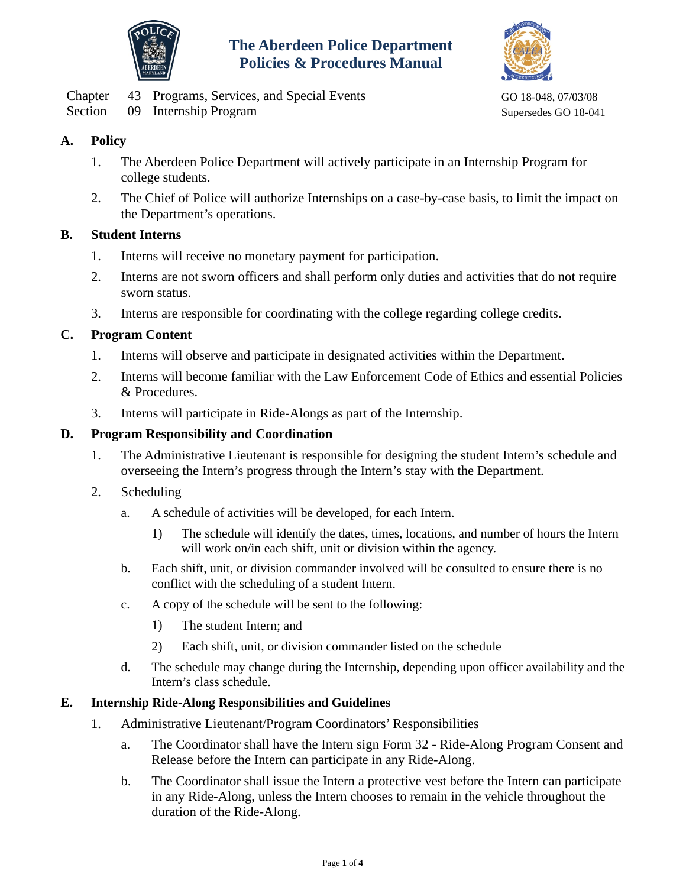Chapter 43 Programs, Services, and Special Events — GO 18-048, 07/03/08
Section 09 Internship Program — Supersedes GO 18-041

## A. Policy

1. The Aberdeen Police Department will actively participate in an Internship Program for college students.
2. The Chief of Police will authorize Internships on a case-by-case basis, to limit the impact on the Department's operations.

## B. Student Interns

1. Interns will receive no monetary payment for participation.
2. Interns are not sworn officers and shall perform only duties and activities that do not require sworn status.
3. Interns are responsible for coordinating with the college regarding college credits.

## C. Program Content

1. Interns will observe and participate in designated activities within the Department.
2. Interns will become familiar with the Law Enforcement Code of Ethics and essential Policies & Procedures.
3. Interns will participate in Ride-Alongs as part of the Internship.

## D. Program Responsibility and Coordination

1. The Administrative Lieutenant is responsible for designing the student Intern's schedule and overseeing the Intern's progress through the Intern's stay with the Department.
2. Scheduling
   - a. A schedule of activities will be developed, for each Intern.
     - 1) The schedule will identify the dates, times, locations, and number of hours the Intern will work on/in each shift, unit or division within the agency.
   - b. Each shift, unit, or division commander involved will be consulted to ensure there is no conflict with the scheduling of a student Intern.
   - c. A copy of the schedule will be sent to the following:
     - 1) The student Intern; and
     - 2) Each shift, unit, or division commander listed on the schedule
   - d. The schedule may change during the Internship, depending upon officer availability and the Intern's class schedule.

## E. Internship Ride-Along Responsibilities and Guidelines

1. Administrative Lieutenant/Program Coordinators' Responsibilities
   - a. The Coordinator shall have the Intern sign Form 32 - Ride-Along Program Consent and Release before the Intern can participate in any Ride-Along.
   - b. The Coordinator shall issue the Intern a protective vest before the Intern can participate in any Ride-Along, unless the Intern chooses to remain in the vehicle throughout the duration of the Ride-Along.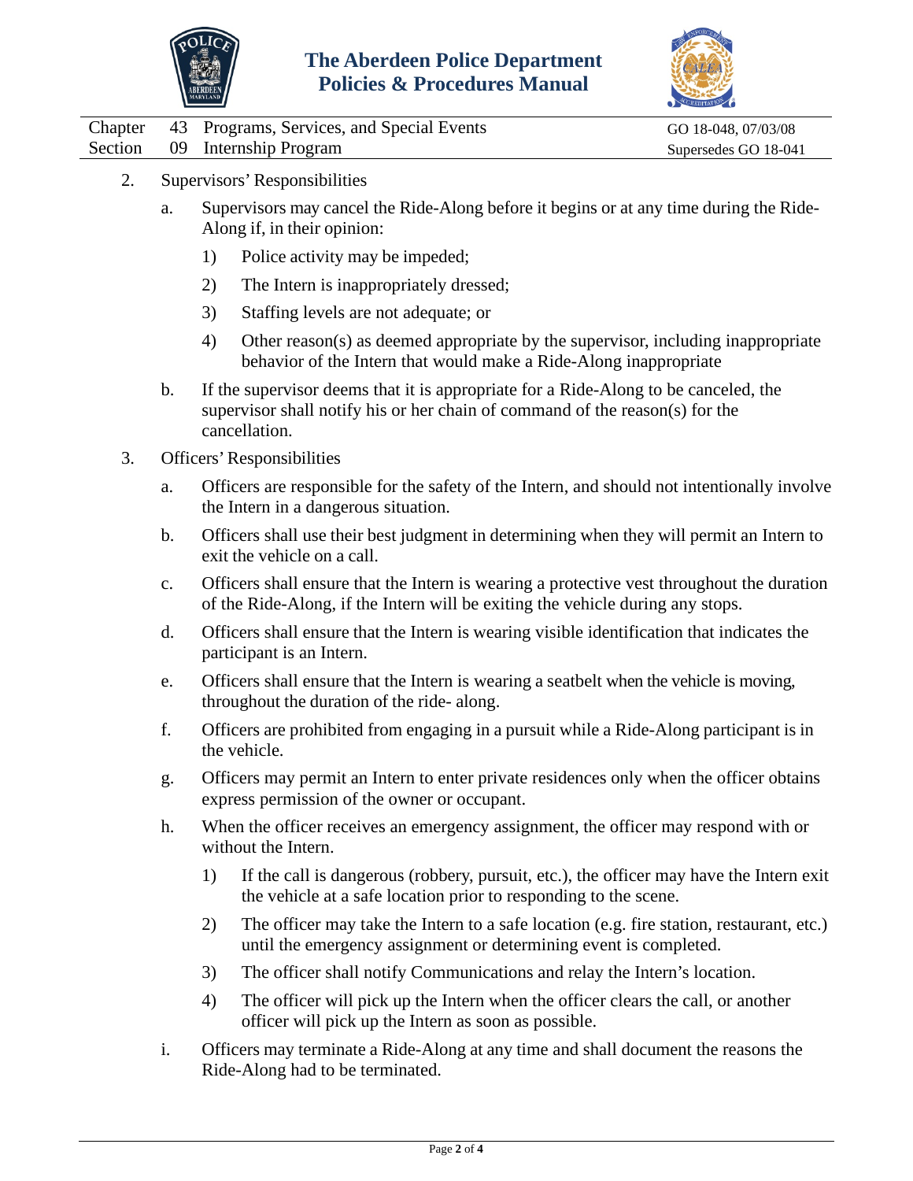2. Supervisors' Responsibilities

   a. Supervisors may cancel the Ride-Along before it begins or at any time during the Ride-Along if, in their opinion:

      1) Police activity may be impeded;

      2) The Intern is inappropriately dressed;

      3) Staffing levels are not adequate; or

      4) Other reason(s) as deemed appropriate by the supervisor, including inappropriate behavior of the Intern that would make a Ride-Along inappropriate

   b. If the supervisor deems that it is appropriate for a Ride-Along to be canceled, the supervisor shall notify his or her chain of command of the reason(s) for the cancellation.

3. Officers' Responsibilities

   a. Officers are responsible for the safety of the Intern, and should not intentionally involve the Intern in a dangerous situation.

   b. Officers shall use their best judgment in determining when they will permit an Intern to exit the vehicle on a call.

   c. Officers shall ensure that the Intern is wearing a protective vest throughout the duration of the Ride-Along, if the Intern will be exiting the vehicle during any stops.

   d. Officers shall ensure that the Intern is wearing visible identification that indicates the participant is an Intern.

   e. Officers shall ensure that the Intern is wearing a seatbelt when the vehicle is moving, throughout the duration of the ride- along.

   f. Officers are prohibited from engaging in a pursuit while a Ride-Along participant is in the vehicle.

   g. Officers may permit an Intern to enter private residences only when the officer obtains express permission of the owner or occupant.

   h. When the officer receives an emergency assignment, the officer may respond with or without the Intern.

      1) If the call is dangerous (robbery, pursuit, etc.), the officer may have the Intern exit the vehicle at a safe location prior to responding to the scene.

      2) The officer may take the Intern to a safe location (e.g. fire station, restaurant, etc.) until the emergency assignment or determining event is completed.

      3) The officer shall notify Communications and relay the Intern's location.

      4) The officer will pick up the Intern when the officer clears the call, or another officer will pick up the Intern as soon as possible.

   i. Officers may terminate a Ride-Along at any time and shall document the reasons the Ride-Along had to be terminated.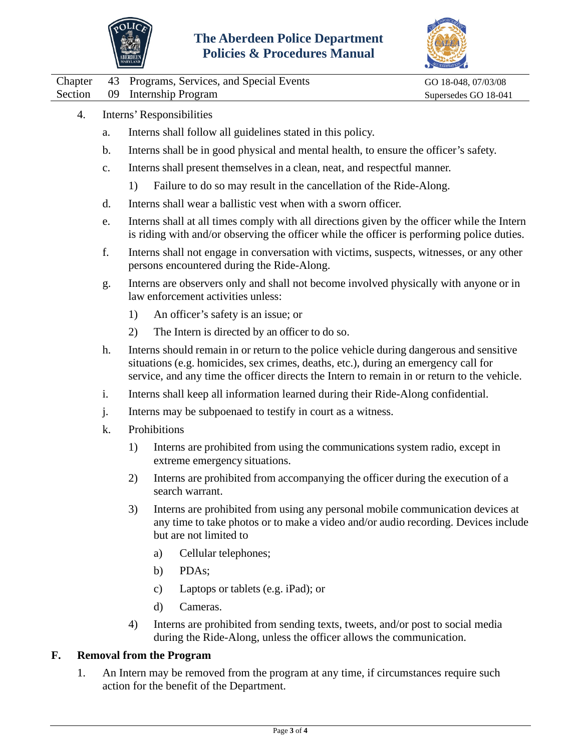4. Interns' Responsibilities

   a. Interns shall follow all guidelines stated in this policy.

   b. Interns shall be in good physical and mental health, to ensure the officer's safety.

   c. Interns shall present themselves in a clean, neat, and respectful manner.

      1) Failure to do so may result in the cancellation of the Ride-Along.

   d. Interns shall wear a ballistic vest when with a sworn officer.

   e. Interns shall at all times comply with all directions given by the officer while the Intern is riding with and/or observing the officer while the officer is performing police duties.

   f. Interns shall not engage in conversation with victims, suspects, witnesses, or any other persons encountered during the Ride-Along.

   g. Interns are observers only and shall not become involved physically with anyone or in law enforcement activities unless:

      1) An officer's safety is an issue; or

      2) The Intern is directed by an officer to do so.

   h. Interns should remain in or return to the police vehicle during dangerous and sensitive situations (e.g. homicides, sex crimes, deaths, etc.), during an emergency call for service, and any time the officer directs the Intern to remain in or return to the vehicle.

   i. Interns shall keep all information learned during their Ride-Along confidential.

   j. Interns may be subpoenaed to testify in court as a witness.

   k. Prohibitions

      1) Interns are prohibited from using the communications system radio, except in extreme emergency situations.

      2) Interns are prohibited from accompanying the officer during the execution of a search warrant.

      3) Interns are prohibited from using any personal mobile communication devices at any time to take photos or to make a video and/or audio recording. Devices include but are not limited to

         a) Cellular telephones;

         b) PDAs;

         c) Laptops or tablets (e.g. iPad); or

         d) Cameras.

      4) Interns are prohibited from sending texts, tweets, and/or post to social media during the Ride-Along, unless the officer allows the communication.

## F. Removal from the Program

1. An Intern may be removed from the program at any time, if circumstances require such action for the benefit of the Department.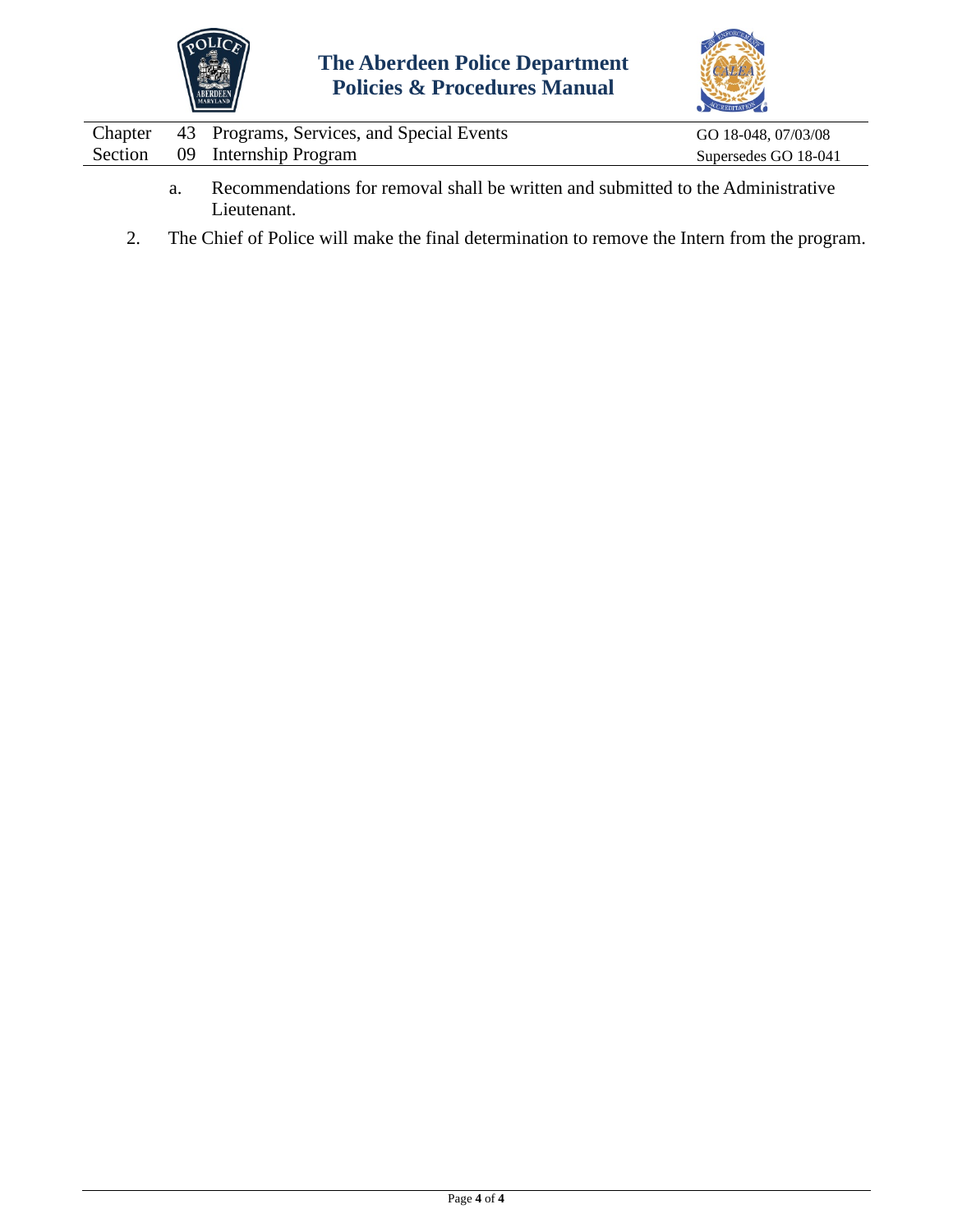a. Recommendations for removal shall be written and submitted to the Administrative Lieutenant.

2. The Chief of Police will make the final determination to remove the Intern from the program.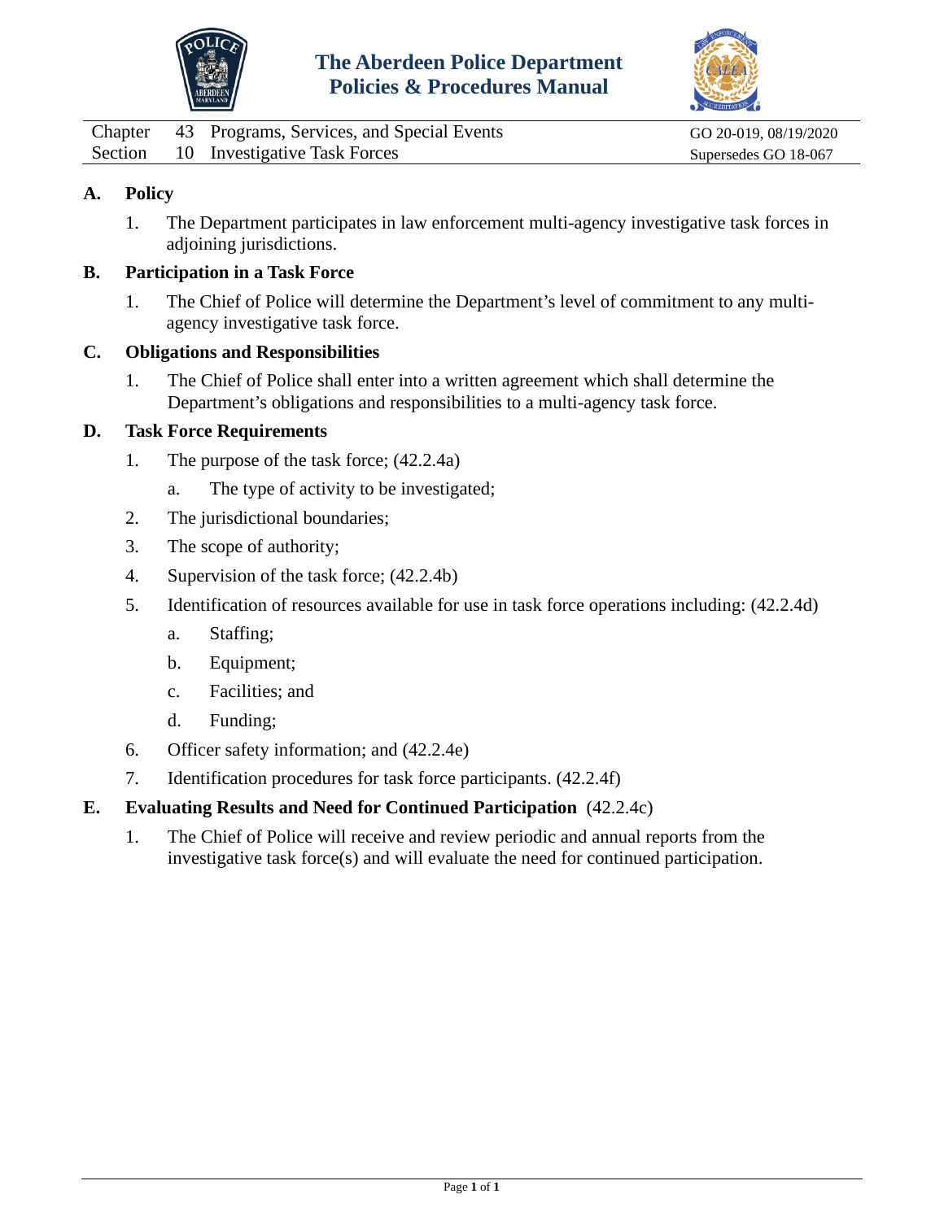Chapter 43 Programs, Services, and Special Events — GO 20-019, 08/19/2020
Section 10 Investigative Task Forces — Supersedes GO 18-067

## A. Policy

1. The Department participates in law enforcement multi-agency investigative task forces in adjoining jurisdictions.

## B. Participation in a Task Force

1. The Chief of Police will determine the Department's level of commitment to any multi-agency investigative task force.

## C. Obligations and Responsibilities

1. The Chief of Police shall enter into a written agreement which shall determine the Department's obligations and responsibilities to a multi-agency task force.

## D. Task Force Requirements

1. The purpose of the task force; (42.2.4a)
   a. The type of activity to be investigated;
2. The jurisdictional boundaries;
3. The scope of authority;
4. Supervision of the task force; (42.2.4b)
5. Identification of resources available for use in task force operations including: (42.2.4d)
   a. Staffing;
   b. Equipment;
   c. Facilities; and
   d. Funding;
6. Officer safety information; and (42.2.4e)
7. Identification procedures for task force participants. (42.2.4f)

## E. Evaluating Results and Need for Continued Participation (42.2.4c)

1. The Chief of Police will receive and review periodic and annual reports from the investigative task force(s) and will evaluate the need for continued participation.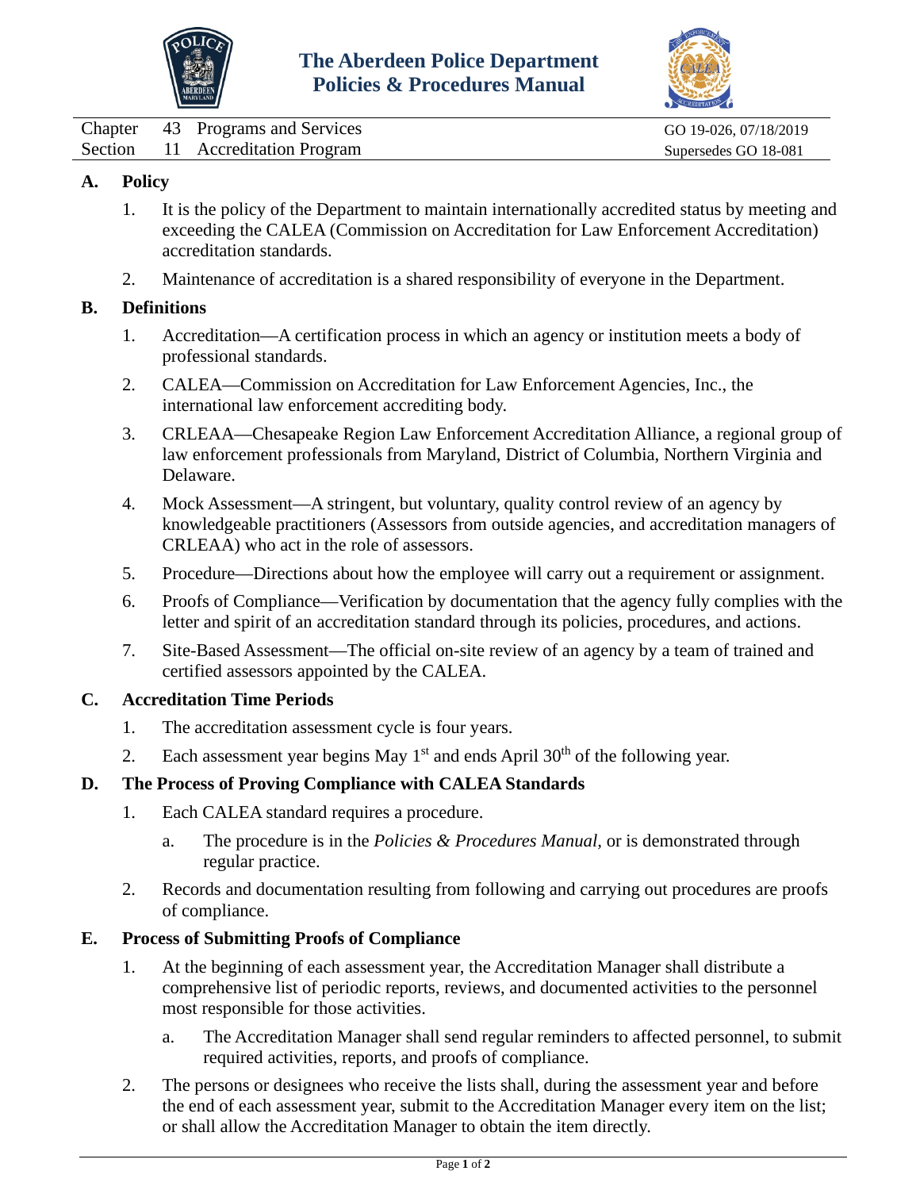# The Aberdeen Police Department Policies & Procedures Manual

| | | | |
|---|---|---|---|
| Chapter | 43 | Programs and Services | GO 19-026, 07/18/2019 |
| Section | 11 | Accreditation Program | Supersedes GO 18-081 |

## A. Policy

1. It is the policy of the Department to maintain internationally accredited status by meeting and exceeding the CALEA (Commission on Accreditation for Law Enforcement Accreditation) accreditation standards.

2. Maintenance of accreditation is a shared responsibility of everyone in the Department.

## B. Definitions

1. Accreditation—A certification process in which an agency or institution meets a body of professional standards.

2. CALEA—Commission on Accreditation for Law Enforcement Agencies, Inc., the international law enforcement accrediting body.

3. CRLEAA—Chesapeake Region Law Enforcement Accreditation Alliance, a regional group of law enforcement professionals from Maryland, District of Columbia, Northern Virginia and Delaware.

4. Mock Assessment—A stringent, but voluntary, quality control review of an agency by knowledgeable practitioners (Assessors from outside agencies, and accreditation managers of CRLEAA) who act in the role of assessors.

5. Procedure—Directions about how the employee will carry out a requirement or assignment.

6. Proofs of Compliance—Verification by documentation that the agency fully complies with the letter and spirit of an accreditation standard through its policies, procedures, and actions.

7. Site-Based Assessment—The official on-site review of an agency by a team of trained and certified assessors appointed by the CALEA.

## C. Accreditation Time Periods

1. The accreditation assessment cycle is four years.

2. Each assessment year begins May 1st and ends April 30th of the following year.

## D. The Process of Proving Compliance with CALEA Standards

1. Each CALEA standard requires a procedure.

   a. The procedure is in the *Policies & Procedures Manual*, or is demonstrated through regular practice.

2. Records and documentation resulting from following and carrying out procedures are proofs of compliance.

## E. Process of Submitting Proofs of Compliance

1. At the beginning of each assessment year, the Accreditation Manager shall distribute a comprehensive list of periodic reports, reviews, and documented activities to the personnel most responsible for those activities.

   a. The Accreditation Manager shall send regular reminders to affected personnel, to submit required activities, reports, and proofs of compliance.

2. The persons or designees who receive the lists shall, during the assessment year and before the end of each assessment year, submit to the Accreditation Manager every item on the list; or shall allow the Accreditation Manager to obtain the item directly.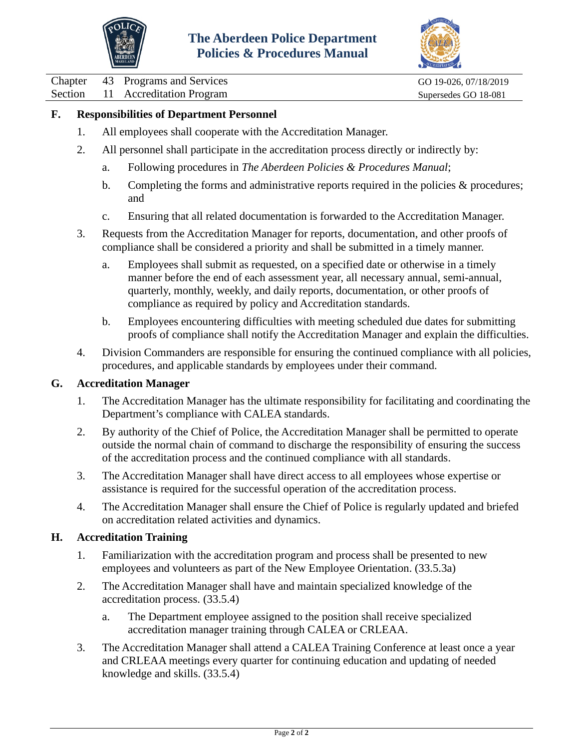## F. Responsibilities of Department Personnel

1. All employees shall cooperate with the Accreditation Manager.
2. All personnel shall participate in the accreditation process directly or indirectly by:
   a. Following procedures in *The Aberdeen Policies & Procedures Manual*;
   b. Completing the forms and administrative reports required in the policies & procedures; and
   c. Ensuring that all related documentation is forwarded to the Accreditation Manager.
3. Requests from the Accreditation Manager for reports, documentation, and other proofs of compliance shall be considered a priority and shall be submitted in a timely manner.
   a. Employees shall submit as requested, on a specified date or otherwise in a timely manner before the end of each assessment year, all necessary annual, semi-annual, quarterly, monthly, weekly, and daily reports, documentation, or other proofs of compliance as required by policy and Accreditation standards.
   b. Employees encountering difficulties with meeting scheduled due dates for submitting proofs of compliance shall notify the Accreditation Manager and explain the difficulties.
4. Division Commanders are responsible for ensuring the continued compliance with all policies, procedures, and applicable standards by employees under their command.

## G. Accreditation Manager

1. The Accreditation Manager has the ultimate responsibility for facilitating and coordinating the Department's compliance with CALEA standards.
2. By authority of the Chief of Police, the Accreditation Manager shall be permitted to operate outside the normal chain of command to discharge the responsibility of ensuring the success of the accreditation process and the continued compliance with all standards.
3. The Accreditation Manager shall have direct access to all employees whose expertise or assistance is required for the successful operation of the accreditation process.
4. The Accreditation Manager shall ensure the Chief of Police is regularly updated and briefed on accreditation related activities and dynamics.

## H. Accreditation Training

1. Familiarization with the accreditation program and process shall be presented to new employees and volunteers as part of the New Employee Orientation. (33.5.3a)
2. The Accreditation Manager shall have and maintain specialized knowledge of the accreditation process. (33.5.4)
   a. The Department employee assigned to the position shall receive specialized accreditation manager training through CALEA or CRLEAA.
3. The Accreditation Manager shall attend a CALEA Training Conference at least once a year and CRLEAA meetings every quarter for continuing education and updating of needed knowledge and skills. (33.5.4)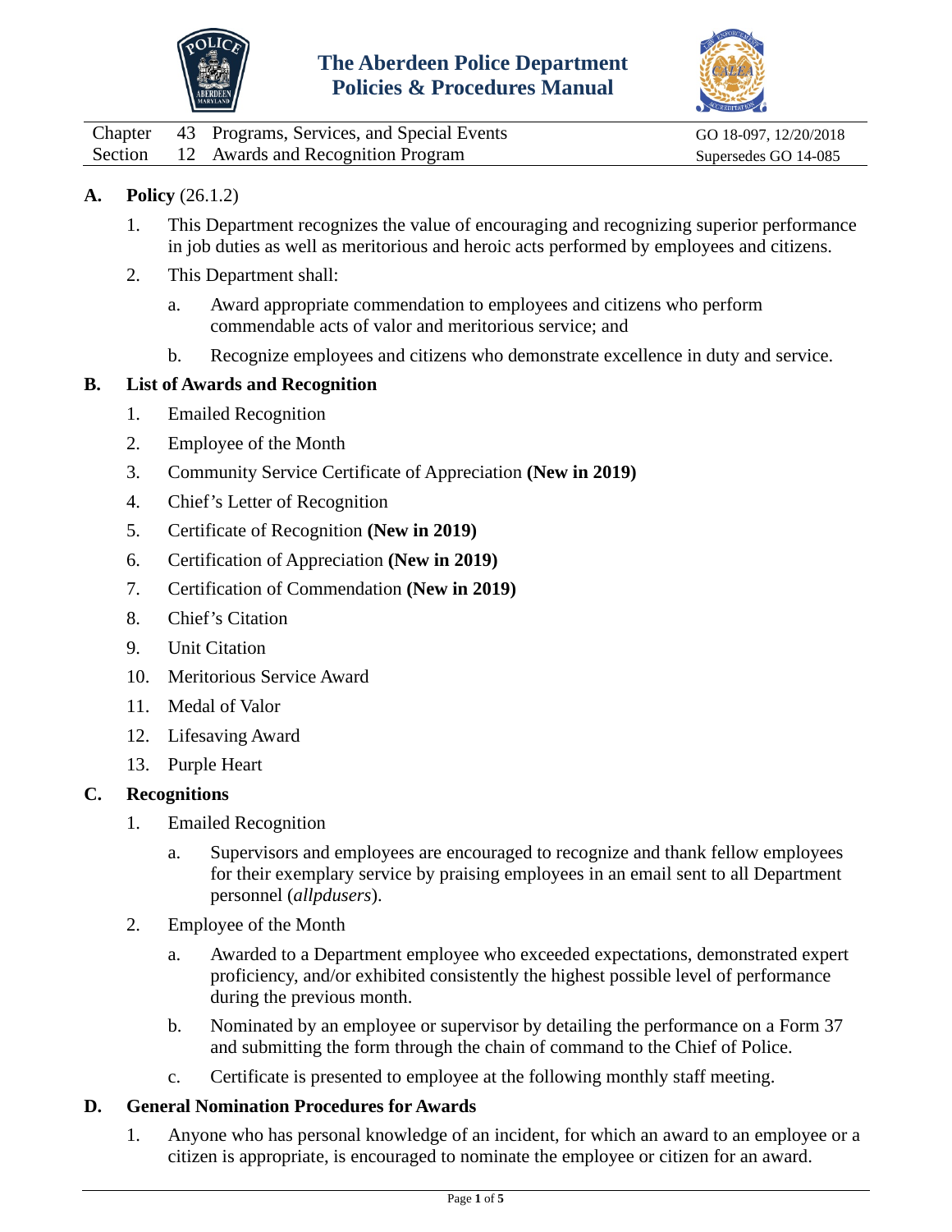# The Aberdeen Police Department Policies & Procedures Manual

| Chapter | 43 | Programs, Services, and Special Events | GO 18-097, 12/20/2018 |
|---|---|---|---|
| Section | 12 | Awards and Recognition Program | Supersedes GO 14-085 |

**A. Policy** (26.1.2)

1. This Department recognizes the value of encouraging and recognizing superior performance in job duties as well as meritorious and heroic acts performed by employees and citizens.
2. This Department shall:
   a. Award appropriate commendation to employees and citizens who perform commendable acts of valor and meritorious service; and
   b. Recognize employees and citizens who demonstrate excellence in duty and service.

**B. List of Awards and Recognition**

1. Emailed Recognition
2. Employee of the Month
3. Community Service Certificate of Appreciation **(New in 2019)**
4. Chief's Letter of Recognition
5. Certificate of Recognition **(New in 2019)**
6. Certification of Appreciation **(New in 2019)**
7. Certification of Commendation **(New in 2019)**
8. Chief's Citation
9. Unit Citation
10. Meritorious Service Award
11. Medal of Valor
12. Lifesaving Award
13. Purple Heart

**C. Recognitions**

1. Emailed Recognition
   a. Supervisors and employees are encouraged to recognize and thank fellow employees for their exemplary service by praising employees in an email sent to all Department personnel (*allpdusers*).
2. Employee of the Month
   a. Awarded to a Department employee who exceeded expectations, demonstrated expert proficiency, and/or exhibited consistently the highest possible level of performance during the previous month.
   b. Nominated by an employee or supervisor by detailing the performance on a Form 37 and submitting the form through the chain of command to the Chief of Police.
   c. Certificate is presented to employee at the following monthly staff meeting.

**D. General Nomination Procedures for Awards**

1. Anyone who has personal knowledge of an incident, for which an award to an employee or a citizen is appropriate, is encouraged to nominate the employee or citizen for an award.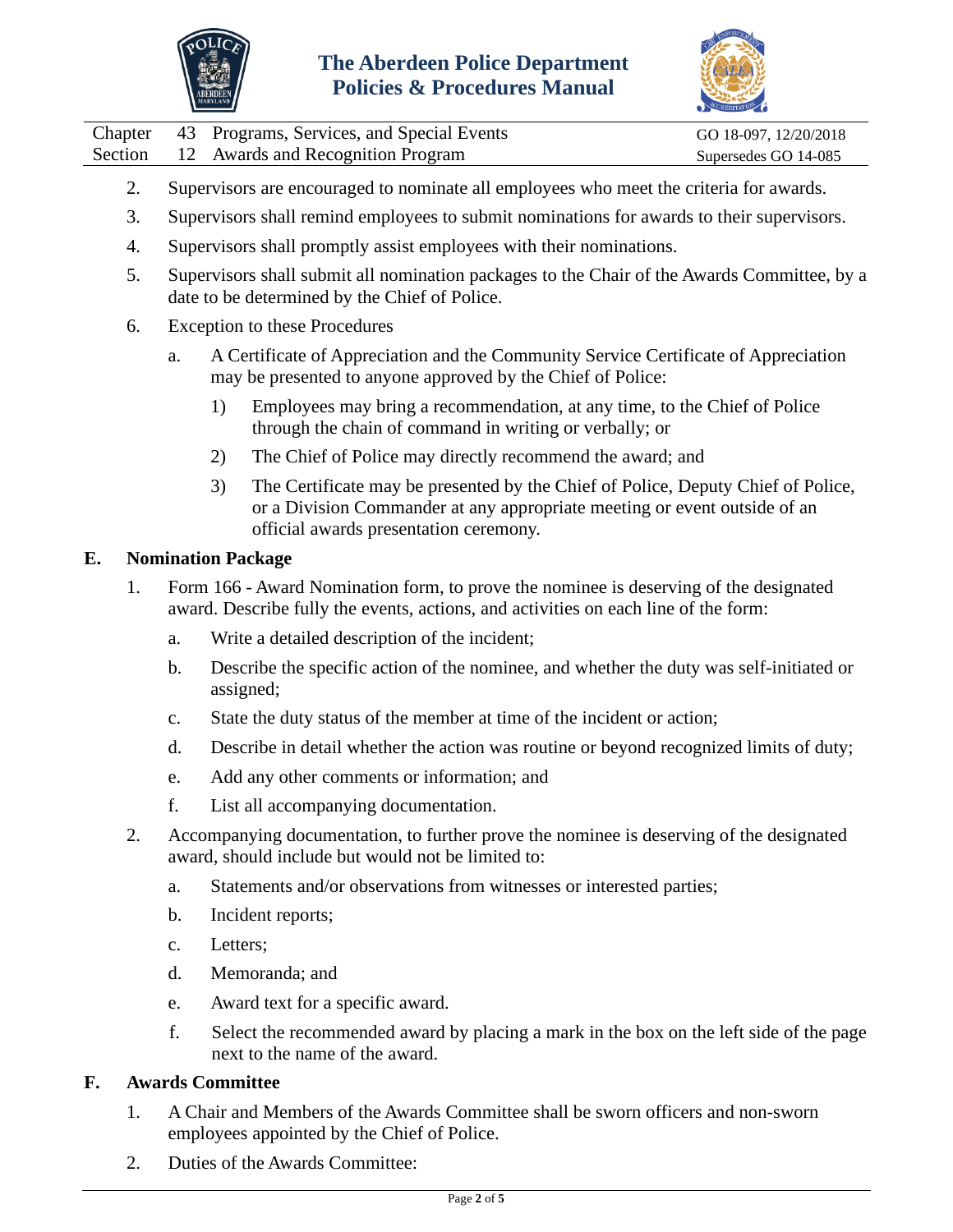2. Supervisors are encouraged to nominate all employees who meet the criteria for awards.
3. Supervisors shall remind employees to submit nominations for awards to their supervisors.
4. Supervisors shall promptly assist employees with their nominations.
5. Supervisors shall submit all nomination packages to the Chair of the Awards Committee, by a date to be determined by the Chief of Police.
6. Exception to these Procedures
    a. A Certificate of Appreciation and the Community Service Certificate of Appreciation may be presented to anyone approved by the Chief of Police:
        1) Employees may bring a recommendation, at any time, to the Chief of Police through the chain of command in writing or verbally; or
        2) The Chief of Police may directly recommend the award; and
        3) The Certificate may be presented by the Chief of Police, Deputy Chief of Police, or a Division Commander at any appropriate meeting or event outside of an official awards presentation ceremony.

## E. Nomination Package

1. Form 166 - Award Nomination form, to prove the nominee is deserving of the designated award. Describe fully the events, actions, and activities on each line of the form:
    a. Write a detailed description of the incident;
    b. Describe the specific action of the nominee, and whether the duty was self-initiated or assigned;
    c. State the duty status of the member at time of the incident or action;
    d. Describe in detail whether the action was routine or beyond recognized limits of duty;
    e. Add any other comments or information; and
    f. List all accompanying documentation.
2. Accompanying documentation, to further prove the nominee is deserving of the designated award, should include but would not be limited to:
    a. Statements and/or observations from witnesses or interested parties;
    b. Incident reports;
    c. Letters;
    d. Memoranda; and
    e. Award text for a specific award.
    f. Select the recommended award by placing a mark in the box on the left side of the page next to the name of the award.

## F. Awards Committee

1. A Chair and Members of the Awards Committee shall be sworn officers and non-sworn employees appointed by the Chief of Police.
2. Duties of the Awards Committee: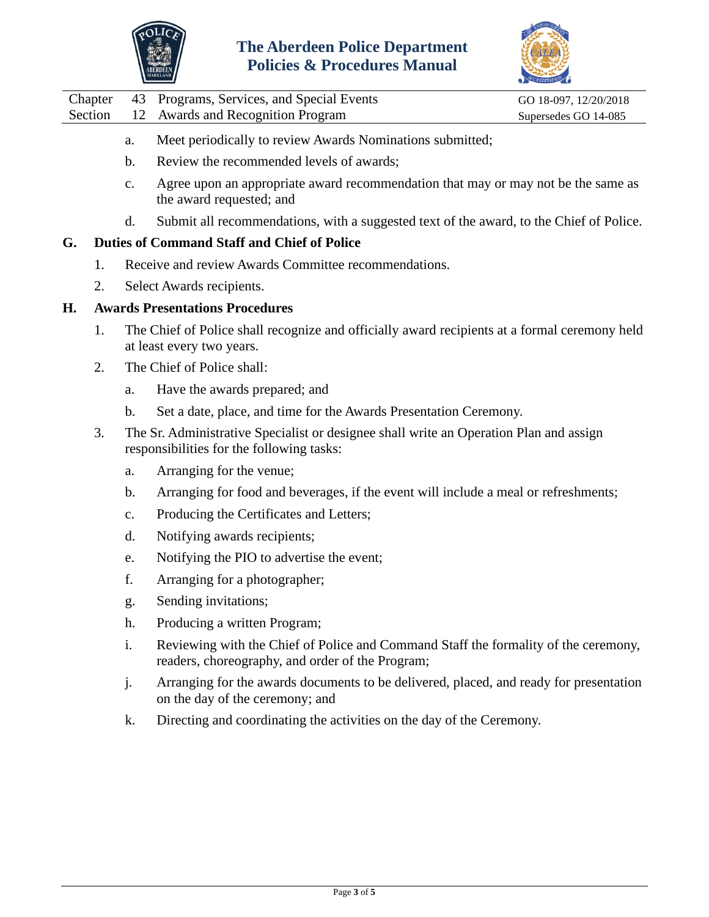a. Meet periodically to review Awards Nominations submitted;

b. Review the recommended levels of awards;

c. Agree upon an appropriate award recommendation that may or may not be the same as the award requested; and

d. Submit all recommendations, with a suggested text of the award, to the Chief of Police.

## G. Duties of Command Staff and Chief of Police

1. Receive and review Awards Committee recommendations.

2. Select Awards recipients.

## H. Awards Presentations Procedures

1. The Chief of Police shall recognize and officially award recipients at a formal ceremony held at least every two years.

2. The Chief of Police shall:

   a. Have the awards prepared; and

   b. Set a date, place, and time for the Awards Presentation Ceremony.

3. The Sr. Administrative Specialist or designee shall write an Operation Plan and assign responsibilities for the following tasks:

   a. Arranging for the venue;

   b. Arranging for food and beverages, if the event will include a meal or refreshments;

   c. Producing the Certificates and Letters;

   d. Notifying awards recipients;

   e. Notifying the PIO to advertise the event;

   f. Arranging for a photographer;

   g. Sending invitations;

   h. Producing a written Program;

   i. Reviewing with the Chief of Police and Command Staff the formality of the ceremony, readers, choreography, and order of the Program;

   j. Arranging for the awards documents to be delivered, placed, and ready for presentation on the day of the ceremony; and

   k. Directing and coordinating the activities on the day of the Ceremony.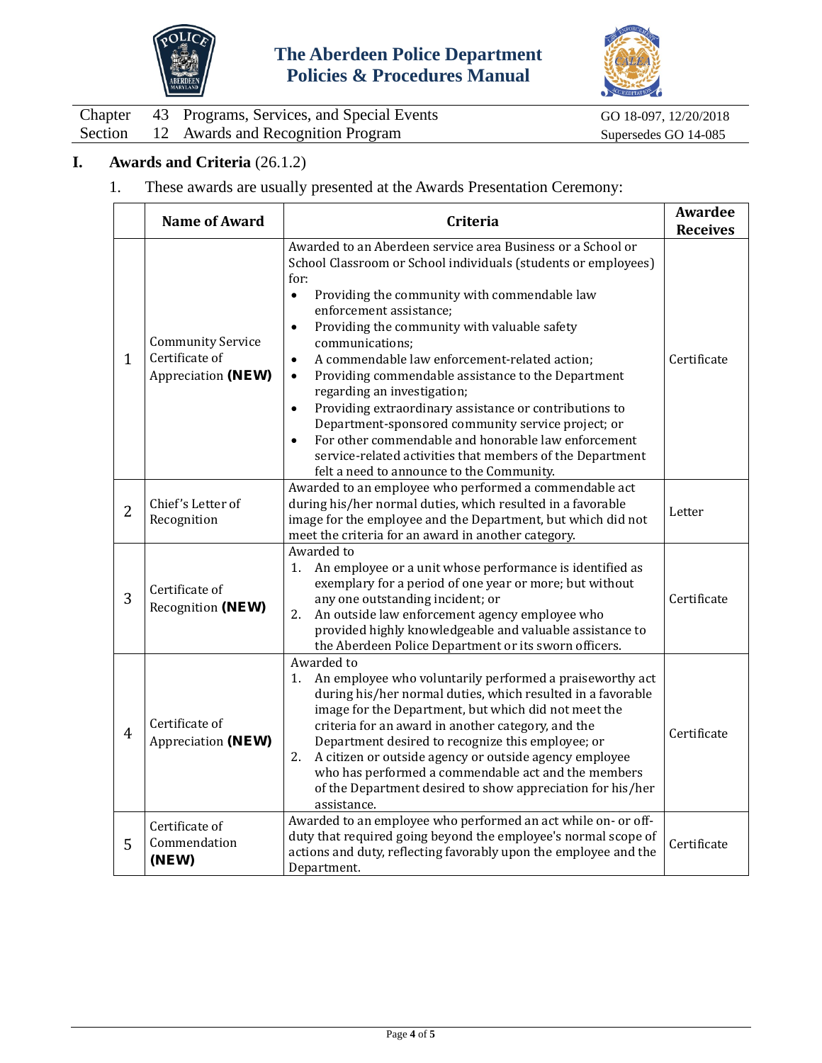## I. Awards and Criteria (26.1.2)

1. These awards are usually presented at the Awards Presentation Ceremony:

| | Name of Award | Criteria | Awardee Receives |
|---|---|---|---|
| 1 | Community Service Certificate of Appreciation **(NEW)** | Awarded to an Aberdeen service area Business or a School or School Classroom or School individuals (students or employees) for:<br>• Providing the community with commendable law enforcement assistance;<br>• Providing the community with valuable safety communications;<br>• A commendable law enforcement-related action;<br>• Providing commendable assistance to the Department regarding an investigation;<br>• Providing extraordinary assistance or contributions to Department-sponsored community service project; or<br>• For other commendable and honorable law enforcement service-related activities that members of the Department felt a need to announce to the Community. | Certificate |
| 2 | Chief's Letter of Recognition | Awarded to an employee who performed a commendable act during his/her normal duties, which resulted in a favorable image for the employee and the Department, but which did not meet the criteria for an award in another category. | Letter |
| 3 | Certificate of Recognition **(NEW)** | Awarded to<br>1. An employee or a unit whose performance is identified as exemplary for a period of one year or more; but without any one outstanding incident; or<br>2. An outside law enforcement agency employee who provided highly knowledgeable and valuable assistance to the Aberdeen Police Department or its sworn officers. | Certificate |
| 4 | Certificate of Appreciation **(NEW)** | Awarded to<br>1. An employee who voluntarily performed a praiseworthy act during his/her normal duties, which resulted in a favorable image for the Department, but which did not meet the criteria for an award in another category, and the Department desired to recognize this employee; or<br>2. A citizen or outside agency or outside agency employee who has performed a commendable act and the members of the Department desired to show appreciation for his/her assistance. | Certificate |
| 5 | Certificate of Commendation **(NEW)** | Awarded to an employee who performed an act while on- or off-duty that required going beyond the employee's normal scope of actions and duty, reflecting favorably upon the employee and the Department. | Certificate |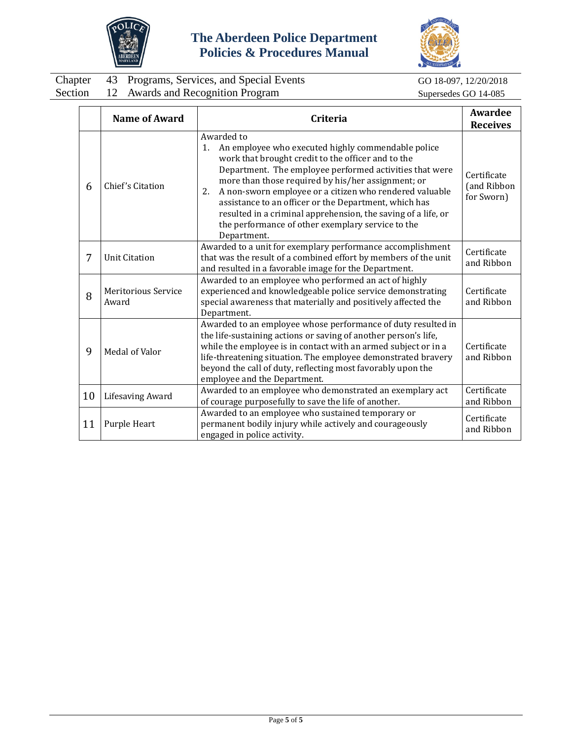| | Name of Award | Criteria | Awardee Receives |
|---|---|---|---|
| 6 | Chief's Citation | Awarded to<br>1. An employee who executed highly commendable police work that brought credit to the officer and to the Department. The employee performed activities that were more than those required by his/her assignment; or<br>2. A non-sworn employee or a citizen who rendered valuable assistance to an officer or the Department, which has resulted in a criminal apprehension, the saving of a life, or the performance of other exemplary service to the Department. | Certificate (and Ribbon for Sworn) |
| 7 | Unit Citation | Awarded to a unit for exemplary performance accomplishment that was the result of a combined effort by members of the unit and resulted in a favorable image for the Department. | Certificate and Ribbon |
| 8 | Meritorious Service Award | Awarded to an employee who performed an act of highly experienced and knowledgeable police service demonstrating special awareness that materially and positively affected the Department. | Certificate and Ribbon |
| 9 | Medal of Valor | Awarded to an employee whose performance of duty resulted in the life-sustaining actions or saving of another person's life, while the employee is in contact with an armed subject or in a life-threatening situation. The employee demonstrated bravery beyond the call of duty, reflecting most favorably upon the employee and the Department. | Certificate and Ribbon |
| 10 | Lifesaving Award | Awarded to an employee who demonstrated an exemplary act of courage purposefully to save the life of another. | Certificate and Ribbon |
| 11 | Purple Heart | Awarded to an employee who sustained temporary or permanent bodily injury while actively and courageously engaged in police activity. | Certificate and Ribbon |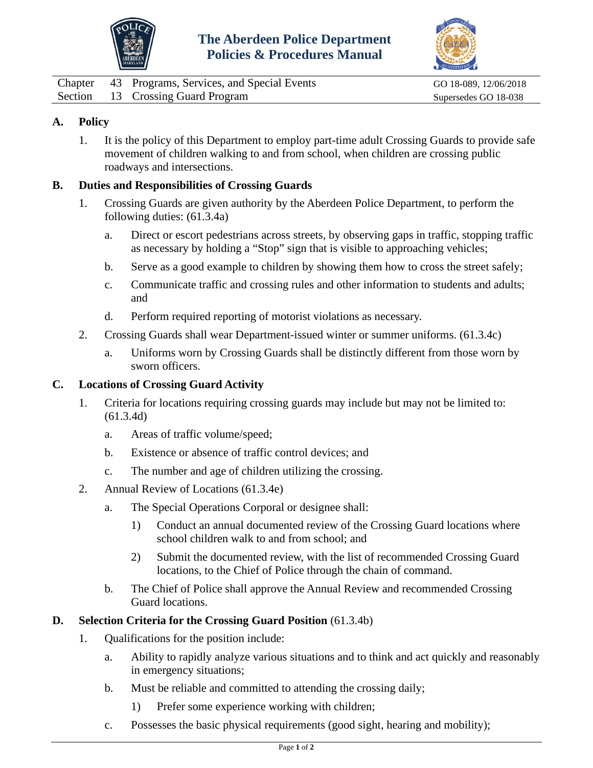# The Aberdeen Police Department Policies & Procedures Manual

| | | | |
|---|---|---|---|
| Chapter | 43 | Programs, Services, and Special Events | GO 18-089, 12/06/2018 |
| Section | 13 | Crossing Guard Program | Supersedes GO 18-038 |

**A. Policy**

1. It is the policy of this Department to employ part-time adult Crossing Guards to provide safe movement of children walking to and from school, when children are crossing public roadways and intersections.

**B. Duties and Responsibilities of Crossing Guards**

1. Crossing Guards are given authority by the Aberdeen Police Department, to perform the following duties: (61.3.4a)

   a. Direct or escort pedestrians across streets, by observing gaps in traffic, stopping traffic as necessary by holding a "Stop" sign that is visible to approaching vehicles;

   b. Serve as a good example to children by showing them how to cross the street safely;

   c. Communicate traffic and crossing rules and other information to students and adults; and

   d. Perform required reporting of motorist violations as necessary.

2. Crossing Guards shall wear Department-issued winter or summer uniforms. (61.3.4c)

   a. Uniforms worn by Crossing Guards shall be distinctly different from those worn by sworn officers.

**C. Locations of Crossing Guard Activity**

1. Criteria for locations requiring crossing guards may include but may not be limited to: (61.3.4d)

   a. Areas of traffic volume/speed;

   b. Existence or absence of traffic control devices; and

   c. The number and age of children utilizing the crossing.

2. Annual Review of Locations (61.3.4e)

   a. The Special Operations Corporal or designee shall:

      1) Conduct an annual documented review of the Crossing Guard locations where school children walk to and from school; and

      2) Submit the documented review, with the list of recommended Crossing Guard locations, to the Chief of Police through the chain of command.

   b. The Chief of Police shall approve the Annual Review and recommended Crossing Guard locations.

**D. Selection Criteria for the Crossing Guard Position** (61.3.4b)

1. Qualifications for the position include:

   a. Ability to rapidly analyze various situations and to think and act quickly and reasonably in emergency situations;

   b. Must be reliable and committed to attending the crossing daily;

      1) Prefer some experience working with children;

   c. Possesses the basic physical requirements (good sight, hearing and mobility);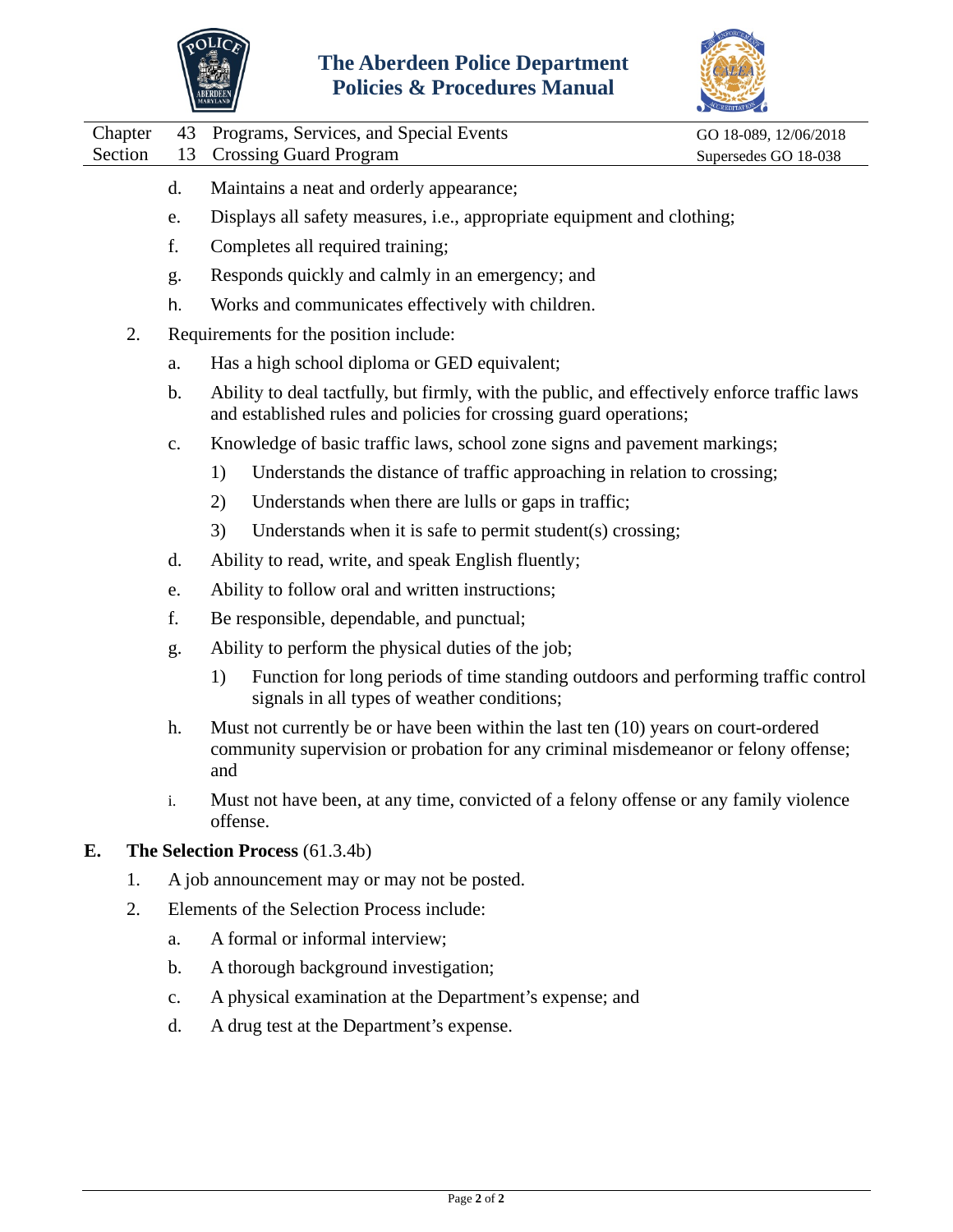d. Maintains a neat and orderly appearance;

e. Displays all safety measures, i.e., appropriate equipment and clothing;

f. Completes all required training;

g. Responds quickly and calmly in an emergency; and

h. Works and communicates effectively with children.

2. Requirements for the position include:

   a. Has a high school diploma or GED equivalent;

   b. Ability to deal tactfully, but firmly, with the public, and effectively enforce traffic laws and established rules and policies for crossing guard operations;

   c. Knowledge of basic traffic laws, school zone signs and pavement markings;

      1) Understands the distance of traffic approaching in relation to crossing;

      2) Understands when there are lulls or gaps in traffic;

      3) Understands when it is safe to permit student(s) crossing;

   d. Ability to read, write, and speak English fluently;

   e. Ability to follow oral and written instructions;

   f. Be responsible, dependable, and punctual;

   g. Ability to perform the physical duties of the job;

      1) Function for long periods of time standing outdoors and performing traffic control signals in all types of weather conditions;

   h. Must not currently be or have been within the last ten (10) years on court-ordered community supervision or probation for any criminal misdemeanor or felony offense; and

   i. Must not have been, at any time, convicted of a felony offense or any family violence offense.

**E. The Selection Process** (61.3.4b)

1. A job announcement may or may not be posted.

2. Elements of the Selection Process include:

   a. A formal or informal interview;

   b. A thorough background investigation;

   c. A physical examination at the Department's expense; and

   d. A drug test at the Department's expense.